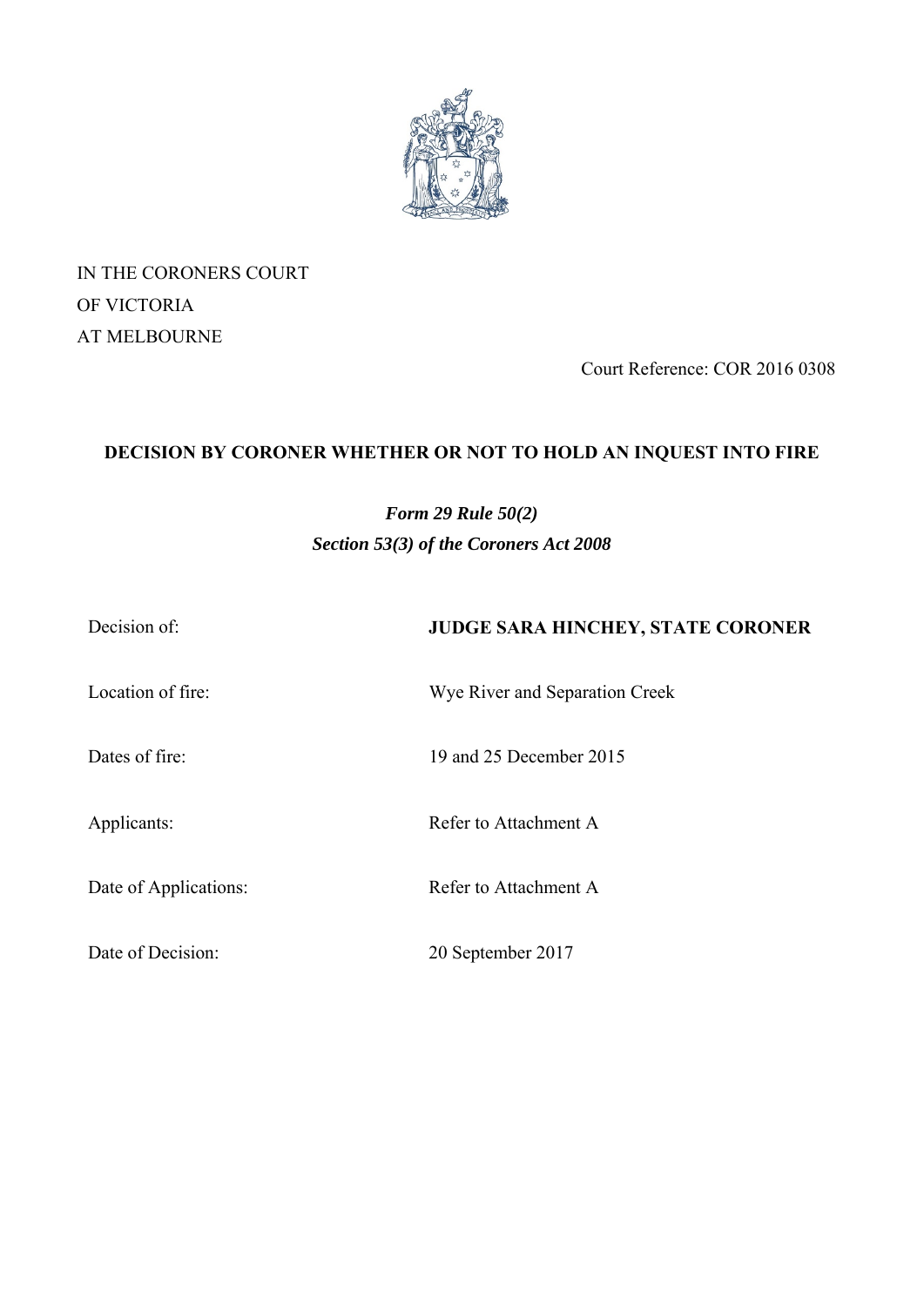IN THE CORONERS COURT
OF VICTORIA
AT MELBOURNE

Court Reference: COR 2016 0308

**DECISION BY CORONER WHETHER OR NOT TO HOLD AN INQUEST INTO FIRE**

***Form 29 Rule 50(2)***
***Section 53(3) of the Coroners Act 2008***

| | |
|---|---|
| Decision of: | **JUDGE SARA HINCHEY, STATE CORONER** |
| Location of fire: | Wye River and Separation Creek |
| Dates of fire: | 19 and 25 December 2015 |
| Applicants: | Refer to Attachment A |
| Date of Applications: | Refer to Attachment A |
| Date of Decision: | 20 September 2017 |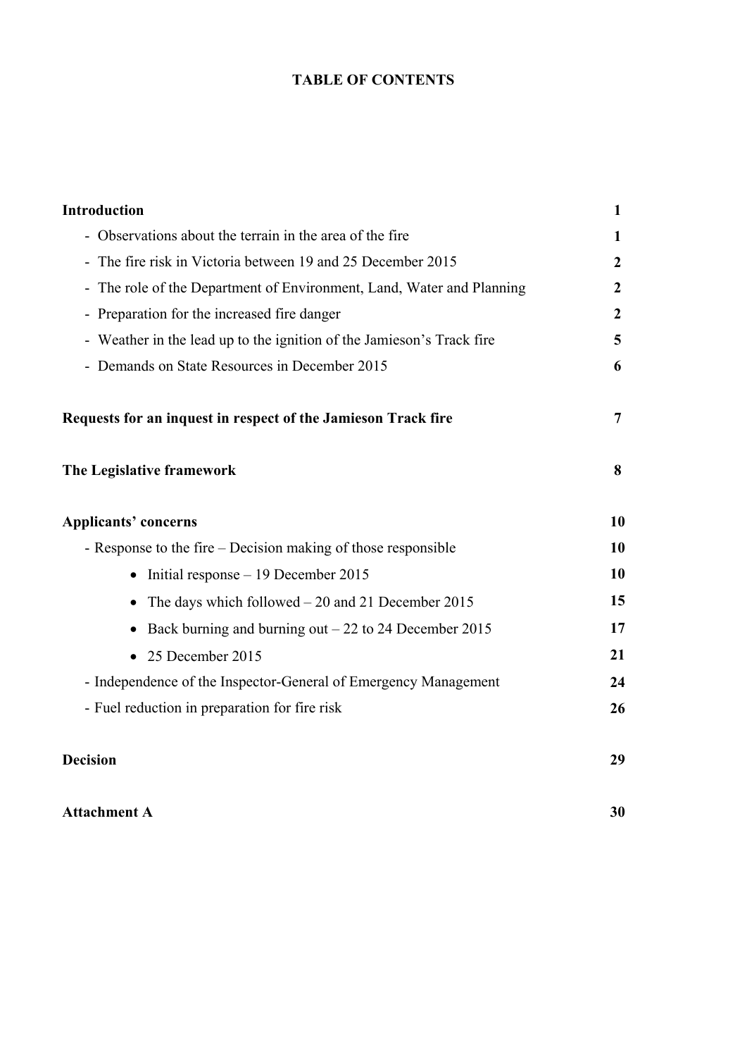**TABLE OF CONTENTS**

| | |
|---|---|
| **Introduction** | **1** |
| - Observations about the terrain in the area of the fire | **1** |
| - The fire risk in Victoria between 19 and 25 December 2015 | **2** |
| - The role of the Department of Environment, Land, Water and Planning | **2** |
| - Preparation for the increased fire danger | **2** |
| - Weather in the lead up to the ignition of the Jamieson's Track fire | **5** |
| - Demands on State Resources in December 2015 | **6** |
| **Requests for an inquest in respect of the Jamieson Track fire** | **7** |
| **The Legislative framework** | **8** |
| **Applicants' concerns** | **10** |
| - Response to the fire – Decision making of those responsible | **10** |
| • Initial response – 19 December 2015 | **10** |
| • The days which followed – 20 and 21 December 2015 | **15** |
| • Back burning and burning out – 22 to 24 December 2015 | **17** |
| • 25 December 2015 | **21** |
| - Independence of the Inspector-General of Emergency Management | **24** |
| - Fuel reduction in preparation for fire risk | **26** |
| **Decision** | **29** |
| **Attachment A** | **30** |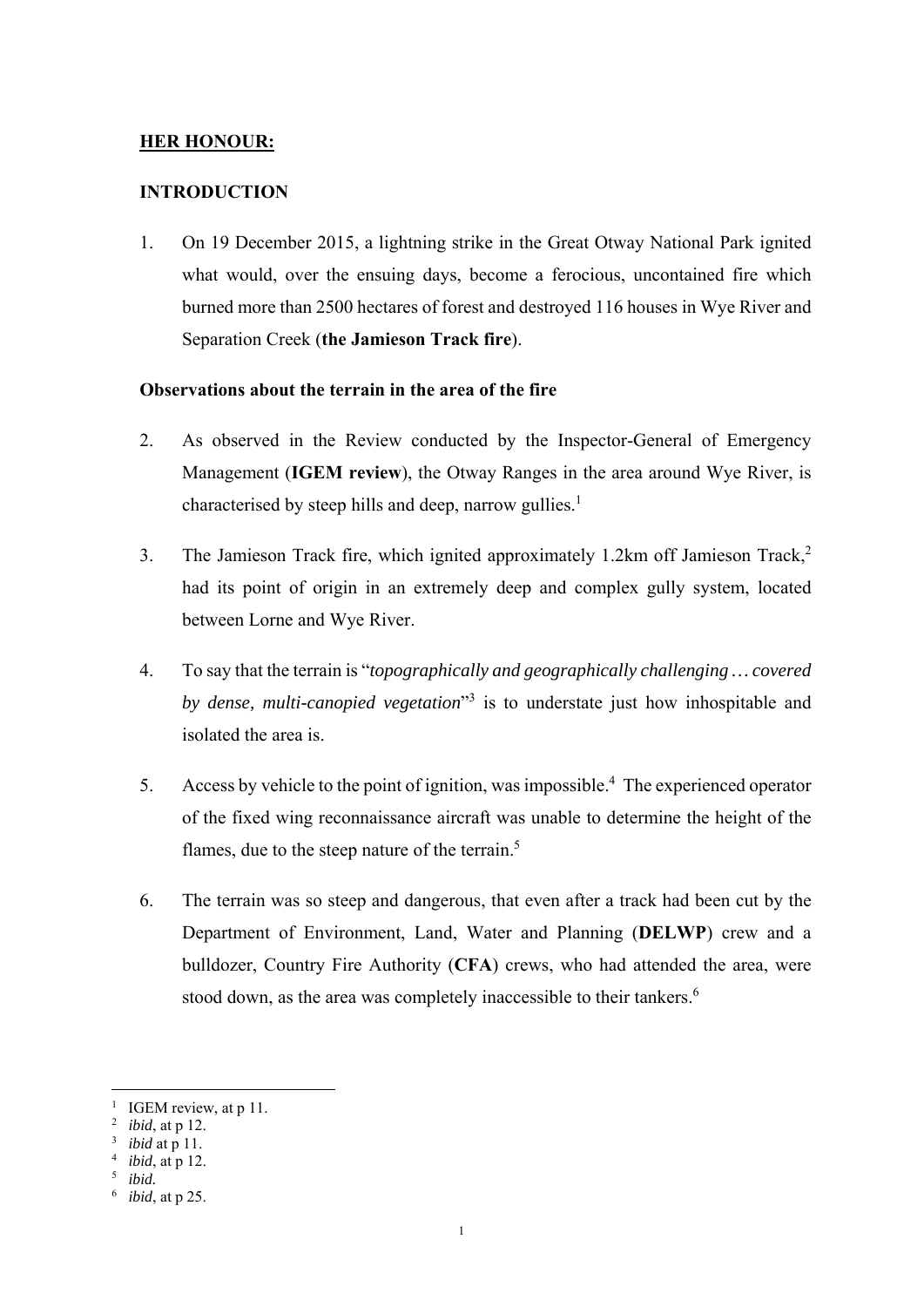**HER HONOUR:**

**INTRODUCTION**

1. On 19 December 2015, a lightning strike in the Great Otway National Park ignited what would, over the ensuing days, become a ferocious, uncontained fire which burned more than 2500 hectares of forest and destroyed 116 houses in Wye River and Separation Creek (**the Jamieson Track fire**).

**Observations about the terrain in the area of the fire**

2. As observed in the Review conducted by the Inspector-General of Emergency Management (**IGEM review**), the Otway Ranges in the area around Wye River, is characterised by steep hills and deep, narrow gullies.[1]

3. The Jamieson Track fire, which ignited approximately 1.2km off Jamieson Track,[2] had its point of origin in an extremely deep and complex gully system, located between Lorne and Wye River.

4. To say that the terrain is "*topographically and geographically challenging … covered by dense, multi-canopied vegetation*"[3] is to understate just how inhospitable and isolated the area is.

5. Access by vehicle to the point of ignition, was impossible.[4] The experienced operator of the fixed wing reconnaissance aircraft was unable to determine the height of the flames, due to the steep nature of the terrain.[5]

6. The terrain was so steep and dangerous, that even after a track had been cut by the Department of Environment, Land, Water and Planning (**DELWP**) crew and a bulldozer, Country Fire Authority (**CFA**) crews, who had attended the area, were stood down, as the area was completely inaccessible to their tankers.[6]

---

[1] IGEM review, at p 11.
[2] *ibid*, at p 12.
[3] *ibid* at p 11.
[4] *ibid*, at p 12.
[5] *ibid*.
[6] *ibid*, at p 25.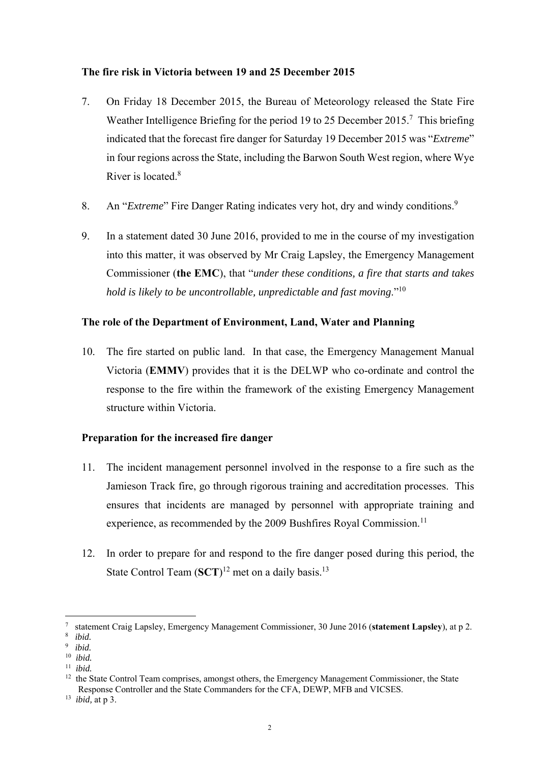**The fire risk in Victoria between 19 and 25 December 2015**

7. On Friday 18 December 2015, the Bureau of Meteorology released the State Fire Weather Intelligence Briefing for the period 19 to 25 December 2015.[7] This briefing indicated that the forecast fire danger for Saturday 19 December 2015 was "*Extreme*" in four regions across the State, including the Barwon South West region, where Wye River is located.[8]

8. An "*Extreme*" Fire Danger Rating indicates very hot, dry and windy conditions.[9]

9. In a statement dated 30 June 2016, provided to me in the course of my investigation into this matter, it was observed by Mr Craig Lapsley, the Emergency Management Commissioner (**the EMC**), that "*under these conditions, a fire that starts and takes hold is likely to be uncontrollable, unpredictable and fast moving*."[10]

**The role of the Department of Environment, Land, Water and Planning**

10. The fire started on public land. In that case, the Emergency Management Manual Victoria (**EMMV**) provides that it is the DELWP who co-ordinate and control the response to the fire within the framework of the existing Emergency Management structure within Victoria.

**Preparation for the increased fire danger**

11. The incident management personnel involved in the response to a fire such as the Jamieson Track fire, go through rigorous training and accreditation processes. This ensures that incidents are managed by personnel with appropriate training and experience, as recommended by the 2009 Bushfires Royal Commission.[11]

12. In order to prepare for and respond to the fire danger posed during this period, the State Control Team (**SCT**)[12] met on a daily basis.[13]

---

[7] statement Craig Lapsley, Emergency Management Commissioner, 30 June 2016 (**statement Lapsley**), at p 2.
[8] *ibid.*
[9] *ibid.*
[10] *ibid.*
[11] *ibid.*
[12] the State Control Team comprises, amongst others, the Emergency Management Commissioner, the State Response Controller and the State Commanders for the CFA, DEWP, MFB and VICSES.
[13] *ibid,* at p 3.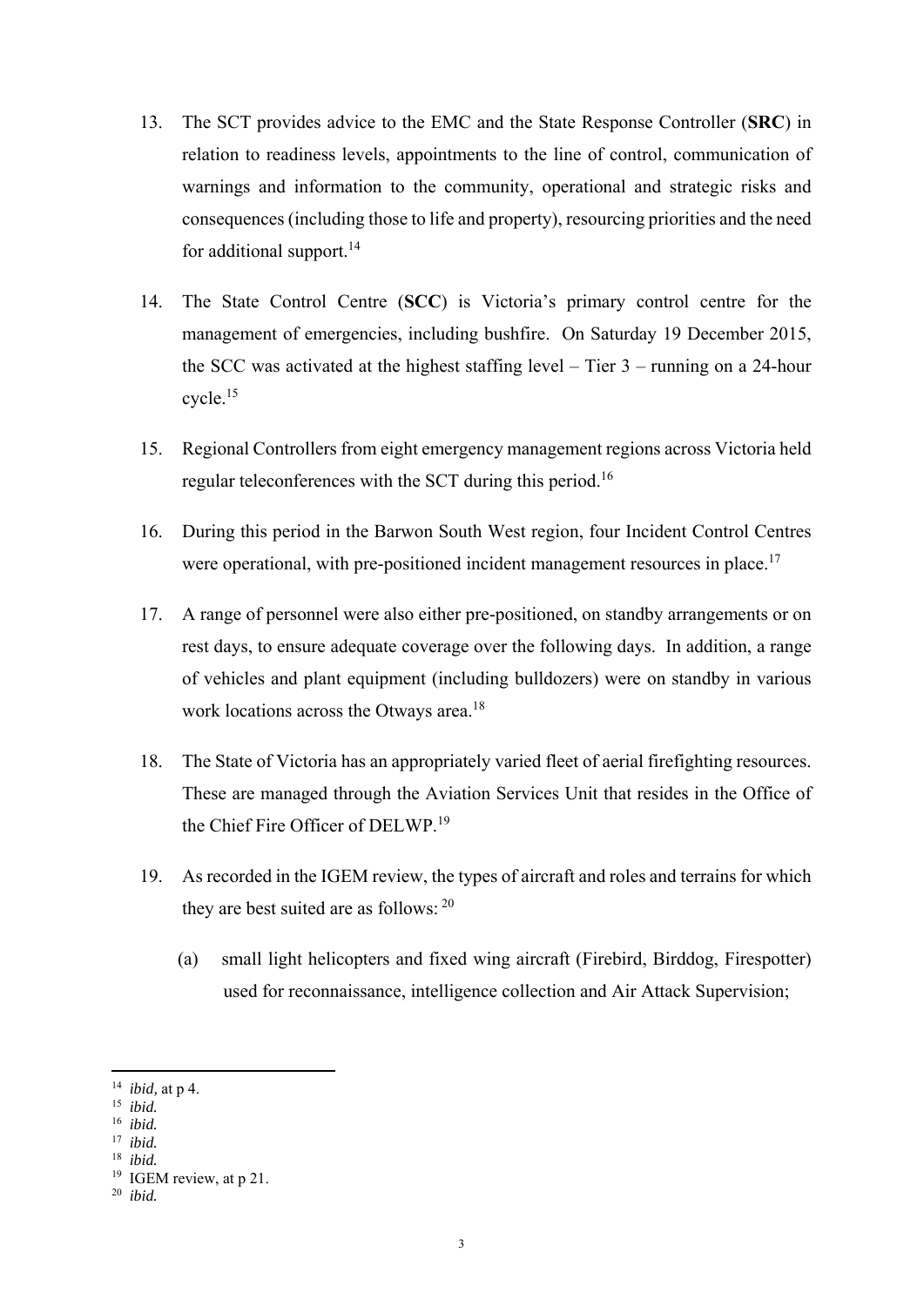13. The SCT provides advice to the EMC and the State Response Controller (**SRC**) in relation to readiness levels, appointments to the line of control, communication of warnings and information to the community, operational and strategic risks and consequences (including those to life and property), resourcing priorities and the need for additional support.[14]

14. The State Control Centre (**SCC**) is Victoria's primary control centre for the management of emergencies, including bushfire. On Saturday 19 December 2015, the SCC was activated at the highest staffing level – Tier 3 – running on a 24-hour cycle.[15]

15. Regional Controllers from eight emergency management regions across Victoria held regular teleconferences with the SCT during this period.[16]

16. During this period in the Barwon South West region, four Incident Control Centres were operational, with pre-positioned incident management resources in place.[17]

17. A range of personnel were also either pre-positioned, on standby arrangements or on rest days, to ensure adequate coverage over the following days. In addition, a range of vehicles and plant equipment (including bulldozers) were on standby in various work locations across the Otways area.[18]

18. The State of Victoria has an appropriately varied fleet of aerial firefighting resources. These are managed through the Aviation Services Unit that resides in the Office of the Chief Fire Officer of DELWP.[19]

19. As recorded in the IGEM review, the types of aircraft and roles and terrains for which they are best suited are as follows: [20]

    (a) small light helicopters and fixed wing aircraft (Firebird, Birddog, Firespotter) used for reconnaissance, intelligence collection and Air Attack Supervision;

---

[14] *ibid,* at p 4.
[15] *ibid.*
[16] *ibid.*
[17] *ibid.*
[18] *ibid.*
[19] IGEM review, at p 21.
[20] *ibid.*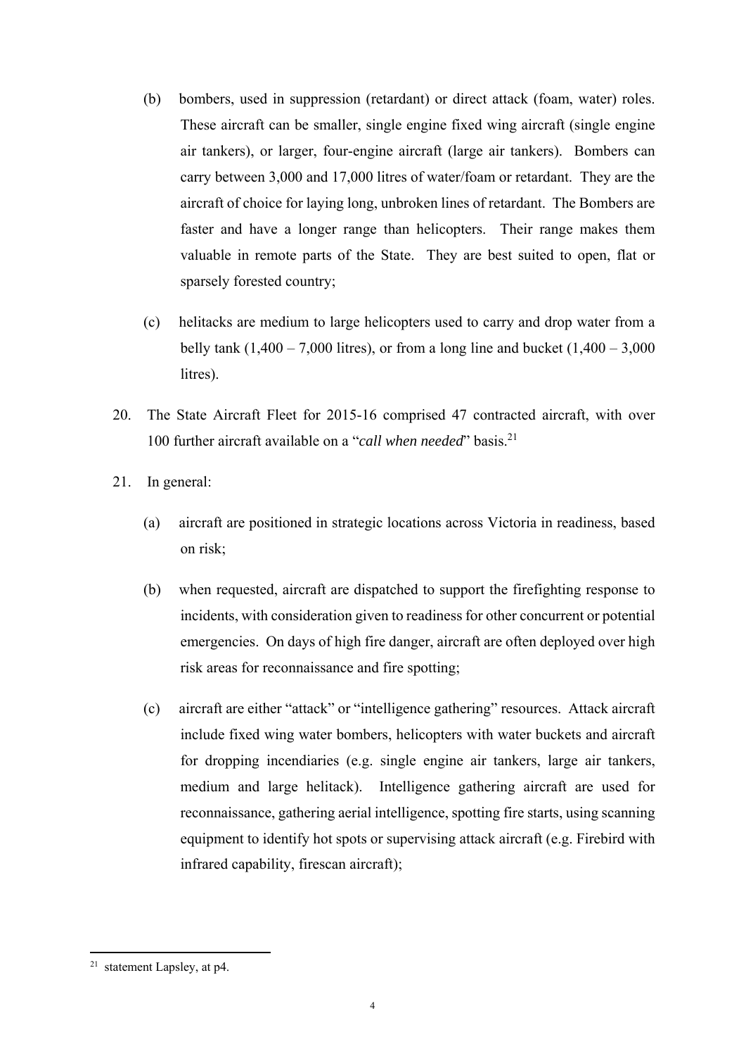(b) bombers, used in suppression (retardant) or direct attack (foam, water) roles. These aircraft can be smaller, single engine fixed wing aircraft (single engine air tankers), or larger, four-engine aircraft (large air tankers). Bombers can carry between 3,000 and 17,000 litres of water/foam or retardant. They are the aircraft of choice for laying long, unbroken lines of retardant. The Bombers are faster and have a longer range than helicopters. Their range makes them valuable in remote parts of the State. They are best suited to open, flat or sparsely forested country;

(c) helitacks are medium to large helicopters used to carry and drop water from a belly tank (1,400 – 7,000 litres), or from a long line and bucket (1,400 – 3,000 litres).

20. The State Aircraft Fleet for 2015-16 comprised 47 contracted aircraft, with over 100 further aircraft available on a "*call when needed*" basis.[21]

21. In general:

(a) aircraft are positioned in strategic locations across Victoria in readiness, based on risk;

(b) when requested, aircraft are dispatched to support the firefighting response to incidents, with consideration given to readiness for other concurrent or potential emergencies. On days of high fire danger, aircraft are often deployed over high risk areas for reconnaissance and fire spotting;

(c) aircraft are either "attack" or "intelligence gathering" resources. Attack aircraft include fixed wing water bombers, helicopters with water buckets and aircraft for dropping incendiaries (e.g. single engine air tankers, large air tankers, medium and large helitack). Intelligence gathering aircraft are used for reconnaissance, gathering aerial intelligence, spotting fire starts, using scanning equipment to identify hot spots or supervising attack aircraft (e.g. Firebird with infrared capability, firescan aircraft);

---

[21] statement Lapsley, at p4.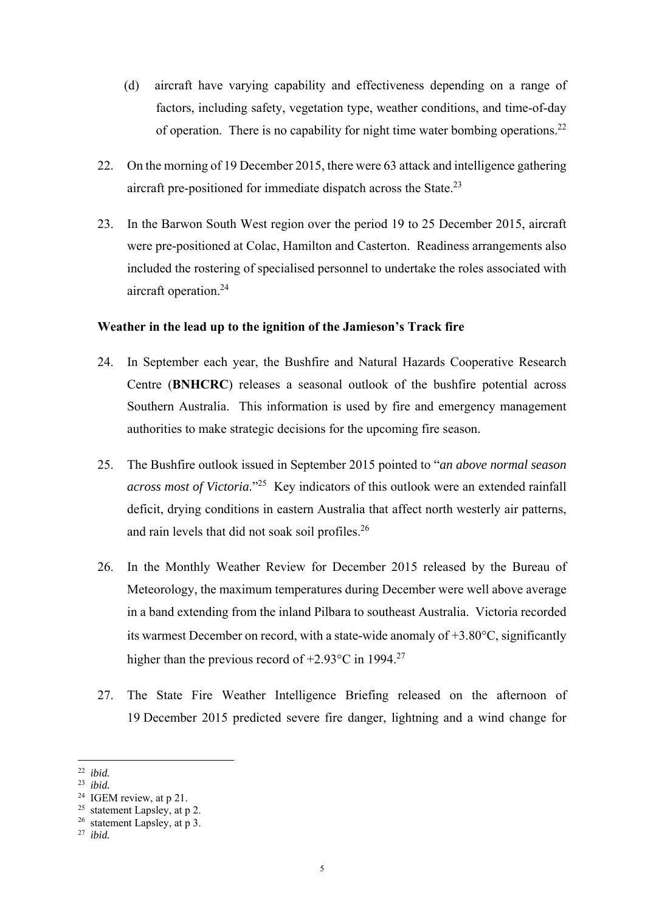(d) aircraft have varying capability and effectiveness depending on a range of factors, including safety, vegetation type, weather conditions, and time-of-day of operation. There is no capability for night time water bombing operations.[22]

22. On the morning of 19 December 2015, there were 63 attack and intelligence gathering aircraft pre-positioned for immediate dispatch across the State.[23]

23. In the Barwon South West region over the period 19 to 25 December 2015, aircraft were pre-positioned at Colac, Hamilton and Casterton. Readiness arrangements also included the rostering of specialised personnel to undertake the roles associated with aircraft operation.[24]

**Weather in the lead up to the ignition of the Jamieson's Track fire**

24. In September each year, the Bushfire and Natural Hazards Cooperative Research Centre (**BNHCRC**) releases a seasonal outlook of the bushfire potential across Southern Australia. This information is used by fire and emergency management authorities to make strategic decisions for the upcoming fire season.

25. The Bushfire outlook issued in September 2015 pointed to "*an above normal season across most of Victoria*."[25] Key indicators of this outlook were an extended rainfall deficit, drying conditions in eastern Australia that affect north westerly air patterns, and rain levels that did not soak soil profiles.[26]

26. In the Monthly Weather Review for December 2015 released by the Bureau of Meteorology, the maximum temperatures during December were well above average in a band extending from the inland Pilbara to southeast Australia. Victoria recorded its warmest December on record, with a state-wide anomaly of +3.80°C, significantly higher than the previous record of +2.93°C in 1994.[27]

27. The State Fire Weather Intelligence Briefing released on the afternoon of 19 December 2015 predicted severe fire danger, lightning and a wind change for

---

[22] *ibid.*
[23] *ibid.*
[24] IGEM review, at p 21.
[25] statement Lapsley, at p 2.
[26] statement Lapsley, at p 3.
[27] *ibid.*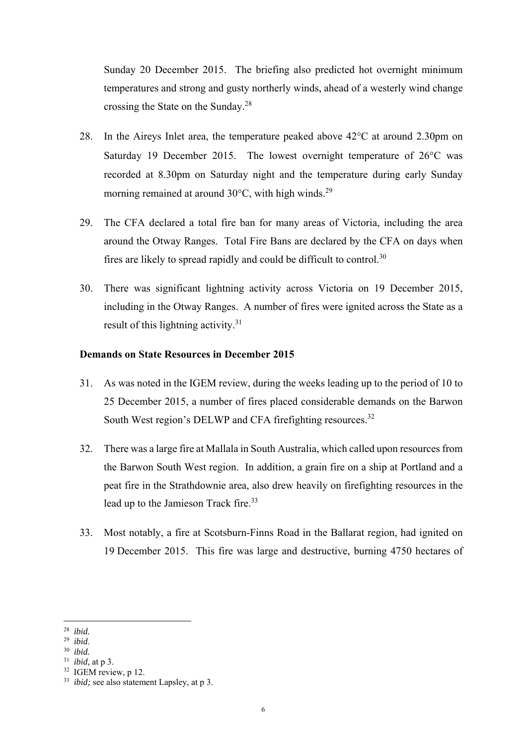Sunday 20 December 2015. The briefing also predicted hot overnight minimum temperatures and strong and gusty northerly winds, ahead of a westerly wind change crossing the State on the Sunday.[28]

28. In the Aireys Inlet area, the temperature peaked above 42°C at around 2.30pm on Saturday 19 December 2015. The lowest overnight temperature of 26°C was recorded at 8.30pm on Saturday night and the temperature during early Sunday morning remained at around 30°C, with high winds.[29]

29. The CFA declared a total fire ban for many areas of Victoria, including the area around the Otway Ranges. Total Fire Bans are declared by the CFA on days when fires are likely to spread rapidly and could be difficult to control.[30]

30. There was significant lightning activity across Victoria on 19 December 2015, including in the Otway Ranges. A number of fires were ignited across the State as a result of this lightning activity.[31]

**Demands on State Resources in December 2015**

31. As was noted in the IGEM review, during the weeks leading up to the period of 10 to 25 December 2015, a number of fires placed considerable demands on the Barwon South West region's DELWP and CFA firefighting resources.[32]

32. There was a large fire at Mallala in South Australia, which called upon resources from the Barwon South West region. In addition, a grain fire on a ship at Portland and a peat fire in the Strathdownie area, also drew heavily on firefighting resources in the lead up to the Jamieson Track fire.[33]

33. Most notably, a fire at Scotsburn-Finns Road in the Ballarat region, had ignited on 19 December 2015. This fire was large and destructive, burning 4750 hectares of

---

[28] *ibid.*
[29] *ibid.*
[30] *ibid.*
[31] *ibid,* at p 3.
[32] IGEM review, p 12.
[33] *ibid;* see also statement Lapsley, at p 3.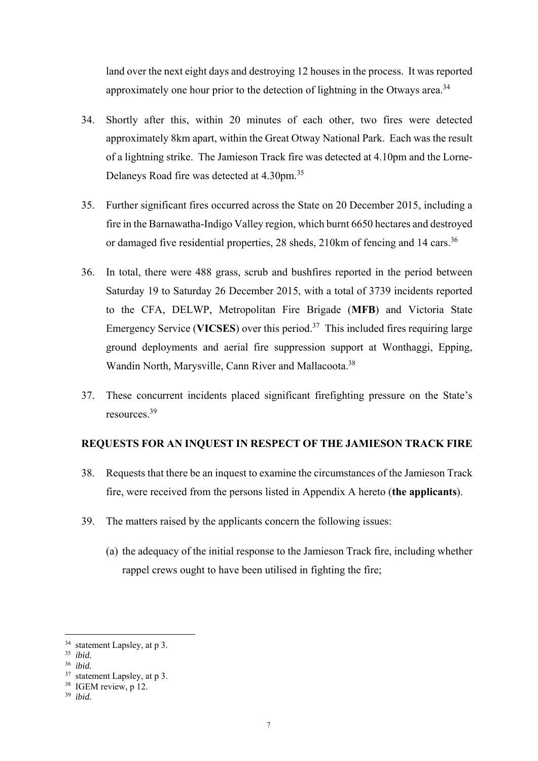land over the next eight days and destroying 12 houses in the process. It was reported approximately one hour prior to the detection of lightning in the Otways area.[34]

34. Shortly after this, within 20 minutes of each other, two fires were detected approximately 8km apart, within the Great Otway National Park. Each was the result of a lightning strike. The Jamieson Track fire was detected at 4.10pm and the Lorne-Delaneys Road fire was detected at 4.30pm.[35]

35. Further significant fires occurred across the State on 20 December 2015, including a fire in the Barnawatha-Indigo Valley region, which burnt 6650 hectares and destroyed or damaged five residential properties, 28 sheds, 210km of fencing and 14 cars.[36]

36. In total, there were 488 grass, scrub and bushfires reported in the period between Saturday 19 to Saturday 26 December 2015, with a total of 3739 incidents reported to the CFA, DELWP, Metropolitan Fire Brigade (**MFB**) and Victoria State Emergency Service (**VICSES**) over this period.[37] This included fires requiring large ground deployments and aerial fire suppression support at Wonthaggi, Epping, Wandin North, Marysville, Cann River and Mallacoota.[38]

37. These concurrent incidents placed significant firefighting pressure on the State's resources.[39]

## REQUESTS FOR AN INQUEST IN RESPECT OF THE JAMIESON TRACK FIRE

38. Requests that there be an inquest to examine the circumstances of the Jamieson Track fire, were received from the persons listed in Appendix A hereto (**the applicants**).

39. The matters raised by the applicants concern the following issues:

    (a) the adequacy of the initial response to the Jamieson Track fire, including whether rappel crews ought to have been utilised in fighting the fire;

---

[34] statement Lapsley, at p 3.
[35] *ibid.*
[36] *ibid.*
[37] statement Lapsley, at p 3.
[38] IGEM review, p 12.
[39] *ibid.*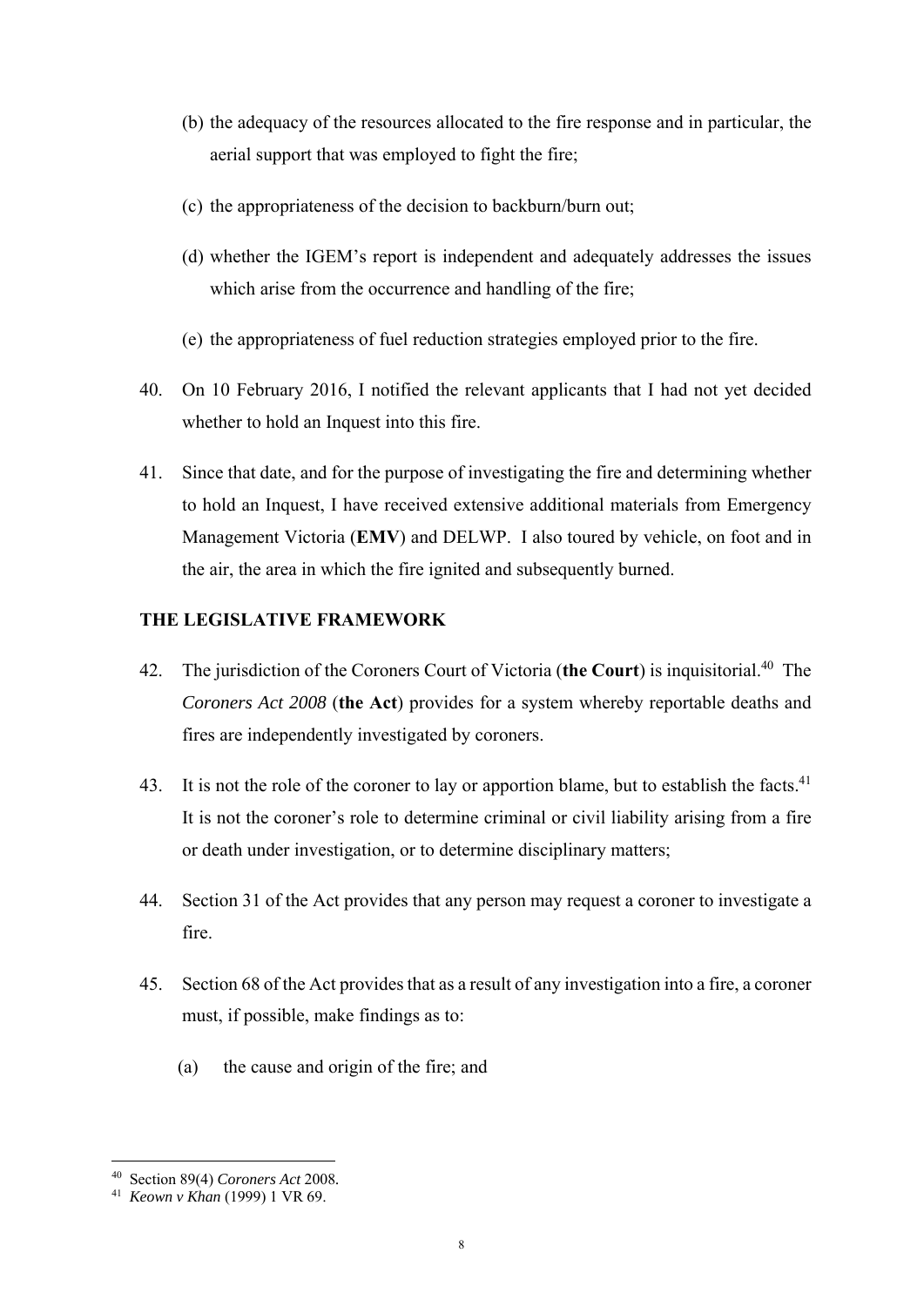(b) the adequacy of the resources allocated to the fire response and in particular, the aerial support that was employed to fight the fire;

(c) the appropriateness of the decision to backburn/burn out;

(d) whether the IGEM's report is independent and adequately addresses the issues which arise from the occurrence and handling of the fire;

(e) the appropriateness of fuel reduction strategies employed prior to the fire.

40. On 10 February 2016, I notified the relevant applicants that I had not yet decided whether to hold an Inquest into this fire.

41. Since that date, and for the purpose of investigating the fire and determining whether to hold an Inquest, I have received extensive additional materials from Emergency Management Victoria (**EMV**) and DELWP. I also toured by vehicle, on foot and in the air, the area in which the fire ignited and subsequently burned.

## THE LEGISLATIVE FRAMEWORK

42. The jurisdiction of the Coroners Court of Victoria (**the Court**) is inquisitorial.[40] The *Coroners Act 2008* (**the Act**) provides for a system whereby reportable deaths and fires are independently investigated by coroners.

43. It is not the role of the coroner to lay or apportion blame, but to establish the facts.[41] It is not the coroner's role to determine criminal or civil liability arising from a fire or death under investigation, or to determine disciplinary matters;

44. Section 31 of the Act provides that any person may request a coroner to investigate a fire.

45. Section 68 of the Act provides that as a result of any investigation into a fire, a coroner must, if possible, make findings as to:

(a) the cause and origin of the fire; and

---

[40] Section 89(4) *Coroners Act* 2008.

[41] *Keown v Khan* (1999) 1 VR 69.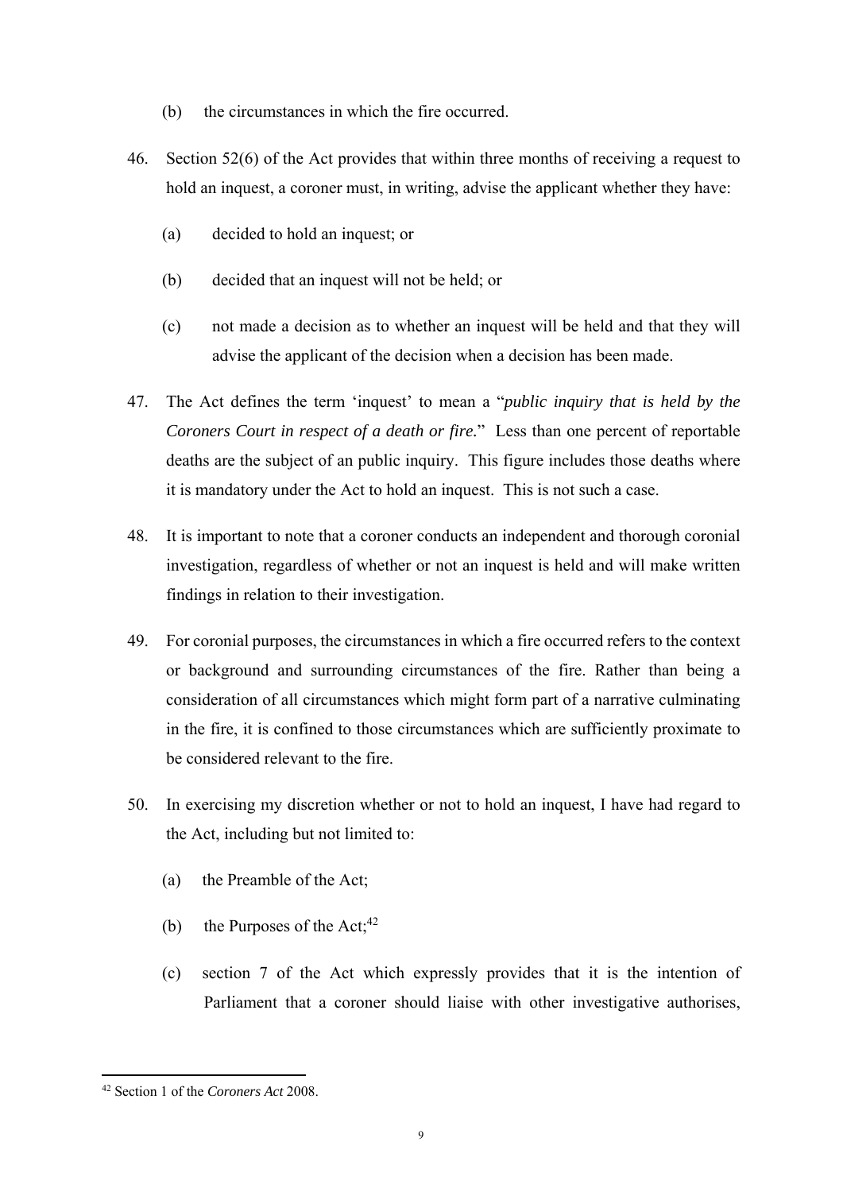(b) the circumstances in which the fire occurred.

46. Section 52(6) of the Act provides that within three months of receiving a request to hold an inquest, a coroner must, in writing, advise the applicant whether they have:

    (a) decided to hold an inquest; or

    (b) decided that an inquest will not be held; or

    (c) not made a decision as to whether an inquest will be held and that they will advise the applicant of the decision when a decision has been made.

47. The Act defines the term 'inquest' to mean a "*public inquiry that is held by the Coroners Court in respect of a death or fire.*" Less than one percent of reportable deaths are the subject of an public inquiry. This figure includes those deaths where it is mandatory under the Act to hold an inquest. This is not such a case.

48. It is important to note that a coroner conducts an independent and thorough coronial investigation, regardless of whether or not an inquest is held and will make written findings in relation to their investigation.

49. For coronial purposes, the circumstances in which a fire occurred refers to the context or background and surrounding circumstances of the fire. Rather than being a consideration of all circumstances which might form part of a narrative culminating in the fire, it is confined to those circumstances which are sufficiently proximate to be considered relevant to the fire.

50. In exercising my discretion whether or not to hold an inquest, I have had regard to the Act, including but not limited to:

    (a) the Preamble of the Act;

    (b) the Purposes of the Act;[42]

    (c) section 7 of the Act which expressly provides that it is the intention of Parliament that a coroner should liaise with other investigative authorises,

[42] Section 1 of the *Coroners Act* 2008.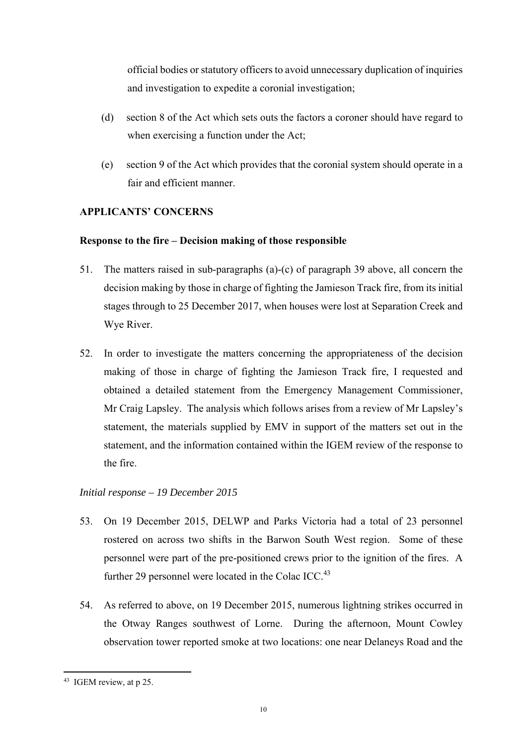official bodies or statutory officers to avoid unnecessary duplication of inquiries and investigation to expedite a coronial investigation;

(d) section 8 of the Act which sets outs the factors a coroner should have regard to when exercising a function under the Act;

(e) section 9 of the Act which provides that the coronial system should operate in a fair and efficient manner.

**APPLICANTS' CONCERNS**

**Response to the fire – Decision making of those responsible**

51. The matters raised in sub-paragraphs (a)-(c) of paragraph 39 above, all concern the decision making by those in charge of fighting the Jamieson Track fire, from its initial stages through to 25 December 2017, when houses were lost at Separation Creek and Wye River.

52. In order to investigate the matters concerning the appropriateness of the decision making of those in charge of fighting the Jamieson Track fire, I requested and obtained a detailed statement from the Emergency Management Commissioner, Mr Craig Lapsley. The analysis which follows arises from a review of Mr Lapsley's statement, the materials supplied by EMV in support of the matters set out in the statement, and the information contained within the IGEM review of the response to the fire.

*Initial response – 19 December 2015*

53. On 19 December 2015, DELWP and Parks Victoria had a total of 23 personnel rostered on across two shifts in the Barwon South West region. Some of these personnel were part of the pre-positioned crews prior to the ignition of the fires. A further 29 personnel were located in the Colac ICC.[43]

54. As referred to above, on 19 December 2015, numerous lightning strikes occurred in the Otway Ranges southwest of Lorne. During the afternoon, Mount Cowley observation tower reported smoke at two locations: one near Delaneys Road and the

---

[43] IGEM review, at p 25.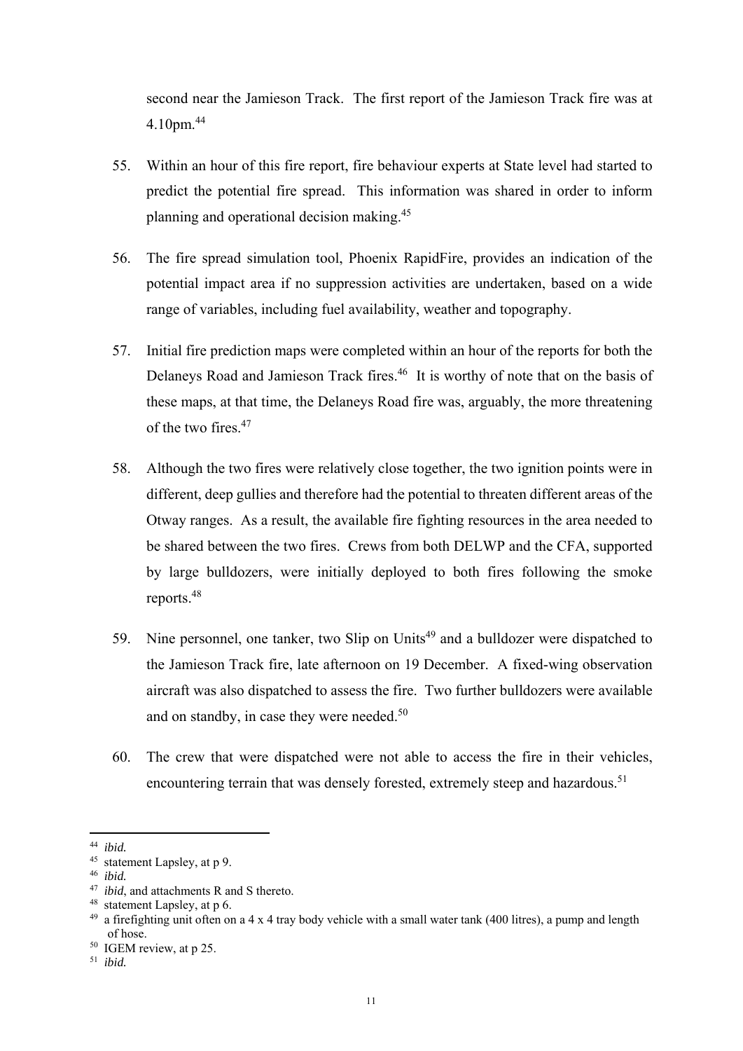second near the Jamieson Track. The first report of the Jamieson Track fire was at 4.10pm.[44]

55. Within an hour of this fire report, fire behaviour experts at State level had started to predict the potential fire spread. This information was shared in order to inform planning and operational decision making.[45]

56. The fire spread simulation tool, Phoenix RapidFire, provides an indication of the potential impact area if no suppression activities are undertaken, based on a wide range of variables, including fuel availability, weather and topography.

57. Initial fire prediction maps were completed within an hour of the reports for both the Delaneys Road and Jamieson Track fires.[46] It is worthy of note that on the basis of these maps, at that time, the Delaneys Road fire was, arguably, the more threatening of the two fires.[47]

58. Although the two fires were relatively close together, the two ignition points were in different, deep gullies and therefore had the potential to threaten different areas of the Otway ranges. As a result, the available fire fighting resources in the area needed to be shared between the two fires. Crews from both DELWP and the CFA, supported by large bulldozers, were initially deployed to both fires following the smoke reports.[48]

59. Nine personnel, one tanker, two Slip on Units[49] and a bulldozer were dispatched to the Jamieson Track fire, late afternoon on 19 December. A fixed-wing observation aircraft was also dispatched to assess the fire. Two further bulldozers were available and on standby, in case they were needed.[50]

60. The crew that were dispatched were not able to access the fire in their vehicles, encountering terrain that was densely forested, extremely steep and hazardous.[51]

---

[44] *ibid.*

[45] statement Lapsley, at p 9.

[46] *ibid.*

[47] *ibid*, and attachments R and S thereto.

[48] statement Lapsley, at p 6.

[49] a firefighting unit often on a 4 x 4 tray body vehicle with a small water tank (400 litres), a pump and length of hose.

[50] IGEM review, at p 25.

[51] *ibid.*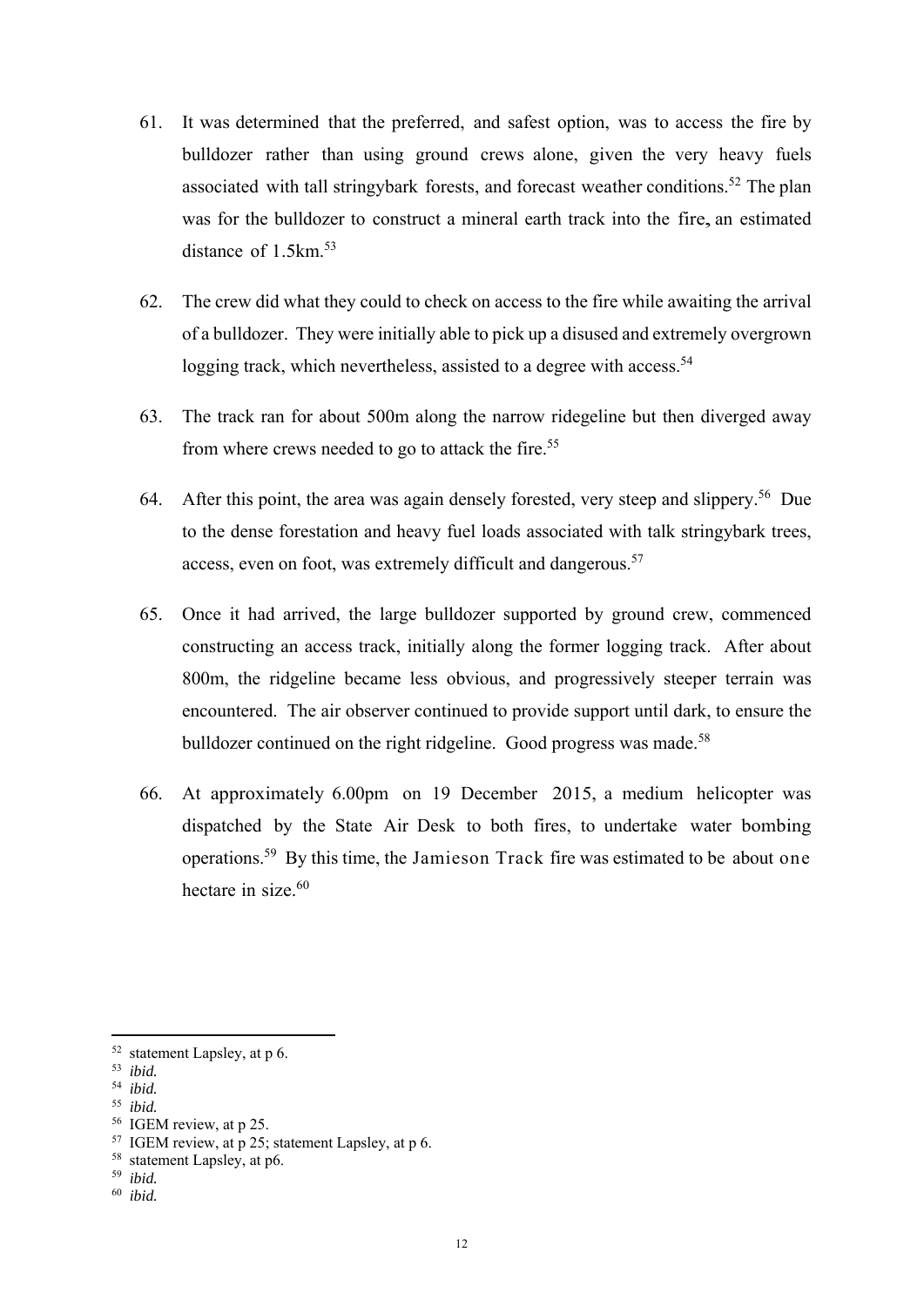61. It was determined that the preferred, and safest option, was to access the fire by bulldozer rather than using ground crews alone, given the very heavy fuels associated with tall stringybark forests, and forecast weather conditions.[52] The plan was for the bulldozer to construct a mineral earth track into the fire**,** an estimated distance of 1.5km.[53]

62. The crew did what they could to check on access to the fire while awaiting the arrival of a bulldozer. They were initially able to pick up a disused and extremely overgrown logging track, which nevertheless, assisted to a degree with access.[54]

63. The track ran for about 500m along the narrow ridegeline but then diverged away from where crews needed to go to attack the fire.[55]

64. After this point, the area was again densely forested, very steep and slippery.[56] Due to the dense forestation and heavy fuel loads associated with talk stringybark trees, access, even on foot, was extremely difficult and dangerous.[57]

65. Once it had arrived, the large bulldozer supported by ground crew, commenced constructing an access track, initially along the former logging track. After about 800m, the ridgeline became less obvious, and progressively steeper terrain was encountered. The air observer continued to provide support until dark, to ensure the bulldozer continued on the right ridgeline. Good progress was made.[58]

66. At approximately 6.00pm on 19 December 2015, a medium helicopter was dispatched by the State Air Desk to both fires, to undertake water bombing operations.[59] By this time, the Jamieson Track fire was estimated to be about one hectare in size.[60]

---

[52] statement Lapsley, at p 6.

[53] *ibid.*

[54] *ibid.*

[55] *ibid.*

[56] IGEM review, at p 25.

[57] IGEM review, at p 25; statement Lapsley, at p 6.

[58] statement Lapsley, at p6.

[59] *ibid.*

[60] *ibid.*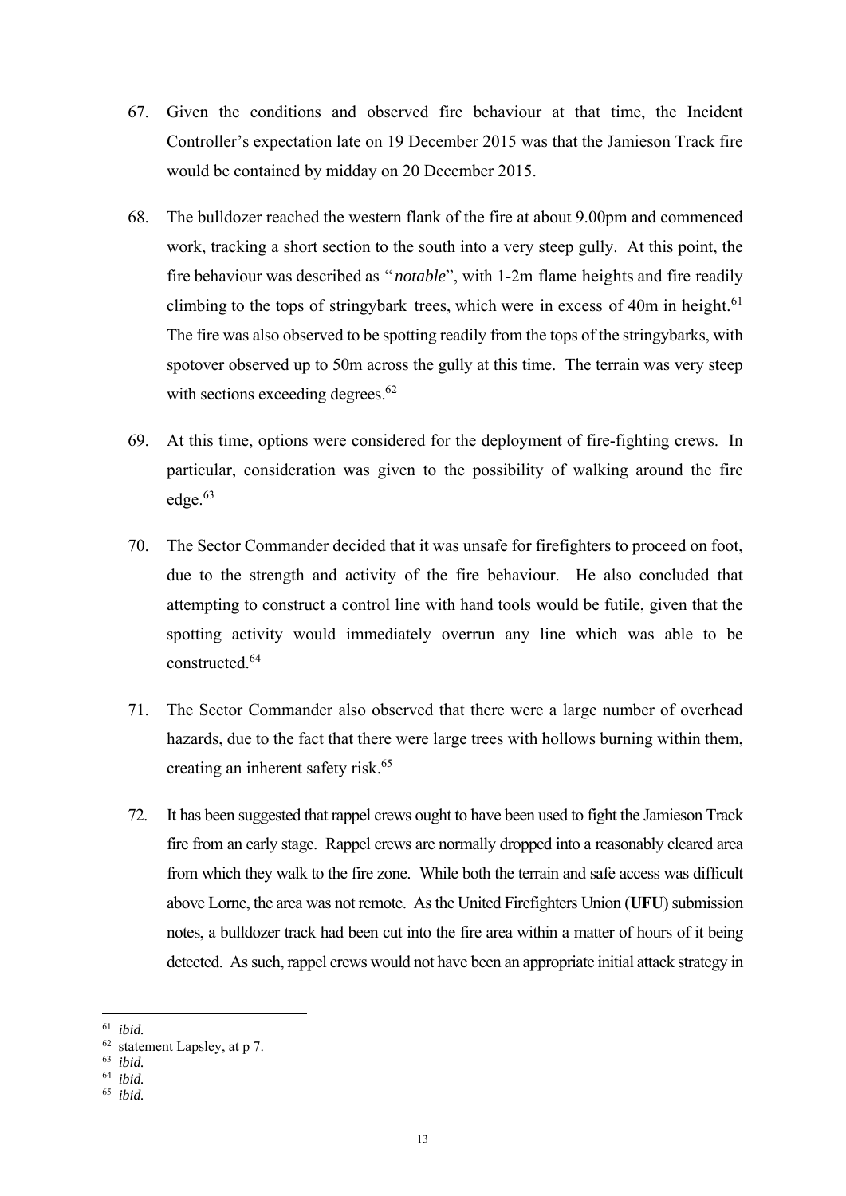67. Given the conditions and observed fire behaviour at that time, the Incident Controller's expectation late on 19 December 2015 was that the Jamieson Track fire would be contained by midday on 20 December 2015.

68. The bulldozer reached the western flank of the fire at about 9.00pm and commenced work, tracking a short section to the south into a very steep gully. At this point, the fire behaviour was described as "*notable*", with 1-2m flame heights and fire readily climbing to the tops of stringybark trees, which were in excess of 40m in height.[61] The fire was also observed to be spotting readily from the tops of the stringybarks, with spotover observed up to 50m across the gully at this time. The terrain was very steep with sections exceeding degrees.[62]

69. At this time, options were considered for the deployment of fire-fighting crews. In particular, consideration was given to the possibility of walking around the fire edge.[63]

70. The Sector Commander decided that it was unsafe for firefighters to proceed on foot, due to the strength and activity of the fire behaviour. He also concluded that attempting to construct a control line with hand tools would be futile, given that the spotting activity would immediately overrun any line which was able to be constructed.[64]

71. The Sector Commander also observed that there were a large number of overhead hazards, due to the fact that there were large trees with hollows burning within them, creating an inherent safety risk.[65]

72. It has been suggested that rappel crews ought to have been used to fight the Jamieson Track fire from an early stage. Rappel crews are normally dropped into a reasonably cleared area from which they walk to the fire zone. While both the terrain and safe access was difficult above Lorne, the area was not remote. As the United Firefighters Union (**UFU**) submission notes, a bulldozer track had been cut into the fire area within a matter of hours of it being detected. As such, rappel crews would not have been an appropriate initial attack strategy in

---

[61] *ibid.*
[62] statement Lapsley, at p 7.
[63] *ibid.*
[64] *ibid.*
[65] *ibid.*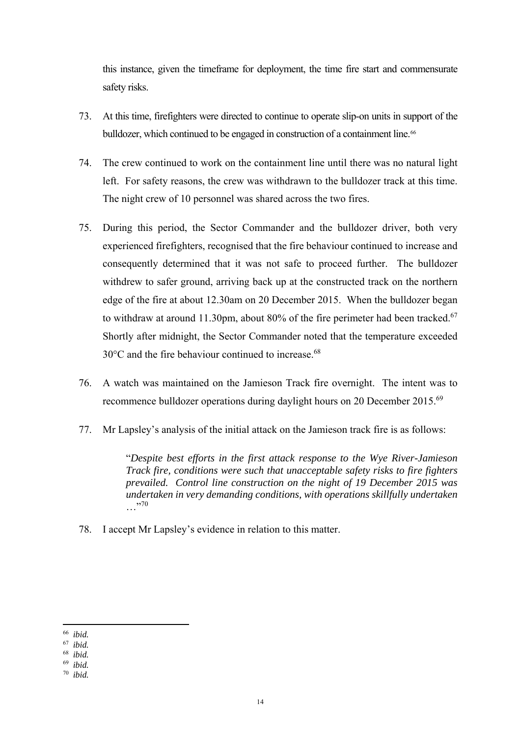this instance, given the timeframe for deployment, the time fire start and commensurate safety risks.

73. At this time, firefighters were directed to continue to operate slip-on units in support of the bulldozer, which continued to be engaged in construction of a containment line.[66]

74. The crew continued to work on the containment line until there was no natural light left. For safety reasons, the crew was withdrawn to the bulldozer track at this time. The night crew of 10 personnel was shared across the two fires.

75. During this period, the Sector Commander and the bulldozer driver, both very experienced firefighters, recognised that the fire behaviour continued to increase and consequently determined that it was not safe to proceed further. The bulldozer withdrew to safer ground, arriving back up at the constructed track on the northern edge of the fire at about 12.30am on 20 December 2015. When the bulldozer began to withdraw at around 11.30pm, about 80% of the fire perimeter had been tracked.[67] Shortly after midnight, the Sector Commander noted that the temperature exceeded 30°C and the fire behaviour continued to increase.[68]

76. A watch was maintained on the Jamieson Track fire overnight. The intent was to recommence bulldozer operations during daylight hours on 20 December 2015.[69]

77. Mr Lapsley's analysis of the initial attack on the Jamieson track fire is as follows:

> "*Despite best efforts in the first attack response to the Wye River-Jamieson Track fire, conditions were such that unacceptable safety risks to fire fighters prevailed. Control line construction on the night of 19 December 2015 was undertaken in very demanding conditions, with operations skillfully undertaken* …"[70]

78. I accept Mr Lapsley's evidence in relation to this matter.

---

[66] *ibid.*

[67] *ibid.*

[68] *ibid.*

[69] *ibid.*

[70] *ibid.*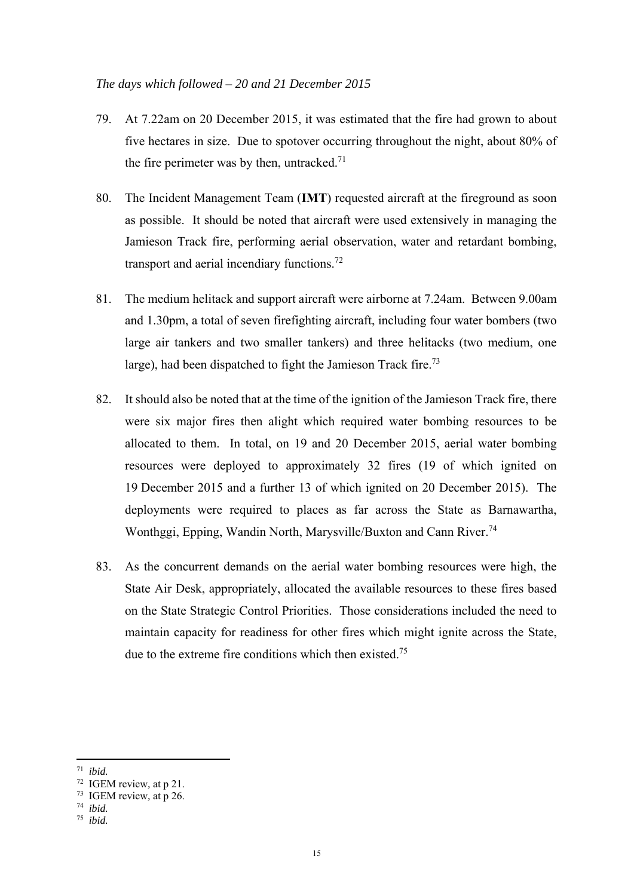*The days which followed – 20 and 21 December 2015*

79. At 7.22am on 20 December 2015, it was estimated that the fire had grown to about five hectares in size. Due to spotover occurring throughout the night, about 80% of the fire perimeter was by then, untracked.[71]

80. The Incident Management Team (**IMT**) requested aircraft at the fireground as soon as possible. It should be noted that aircraft were used extensively in managing the Jamieson Track fire, performing aerial observation, water and retardant bombing, transport and aerial incendiary functions.[72]

81. The medium helitack and support aircraft were airborne at 7.24am. Between 9.00am and 1.30pm, a total of seven firefighting aircraft, including four water bombers (two large air tankers and two smaller tankers) and three helitacks (two medium, one large), had been dispatched to fight the Jamieson Track fire.[73]

82. It should also be noted that at the time of the ignition of the Jamieson Track fire, there were six major fires then alight which required water bombing resources to be allocated to them. In total, on 19 and 20 December 2015, aerial water bombing resources were deployed to approximately 32 fires (19 of which ignited on 19 December 2015 and a further 13 of which ignited on 20 December 2015). The deployments were required to places as far across the State as Barnawartha, Wonthggi, Epping, Wandin North, Marysville/Buxton and Cann River.[74]

83. As the concurrent demands on the aerial water bombing resources were high, the State Air Desk, appropriately, allocated the available resources to these fires based on the State Strategic Control Priorities. Those considerations included the need to maintain capacity for readiness for other fires which might ignite across the State, due to the extreme fire conditions which then existed.[75]

---

[71] *ibid.*

[72] IGEM review, at p 21.

[73] IGEM review, at p 26.

[74] *ibid.*

[75] *ibid.*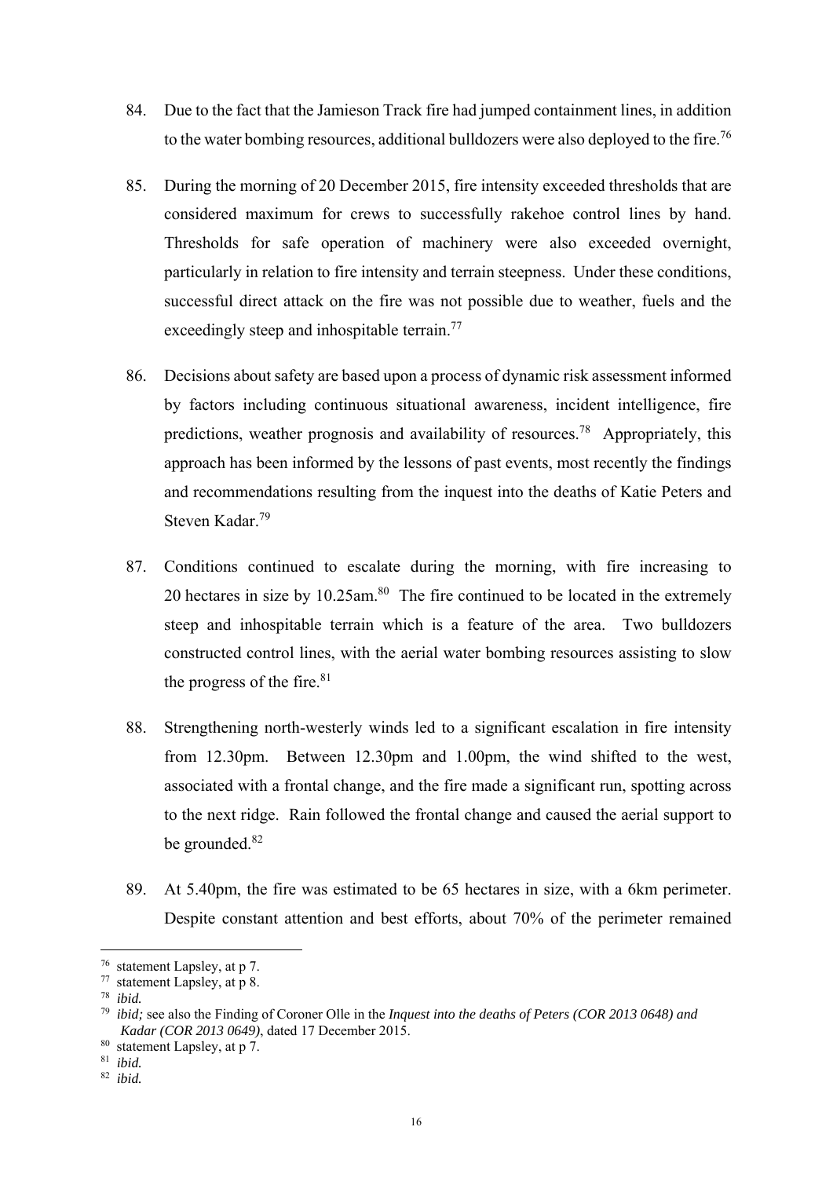84. Due to the fact that the Jamieson Track fire had jumped containment lines, in addition to the water bombing resources, additional bulldozers were also deployed to the fire.[76]

85. During the morning of 20 December 2015, fire intensity exceeded thresholds that are considered maximum for crews to successfully rakehoe control lines by hand. Thresholds for safe operation of machinery were also exceeded overnight, particularly in relation to fire intensity and terrain steepness. Under these conditions, successful direct attack on the fire was not possible due to weather, fuels and the exceedingly steep and inhospitable terrain.[77]

86. Decisions about safety are based upon a process of dynamic risk assessment informed by factors including continuous situational awareness, incident intelligence, fire predictions, weather prognosis and availability of resources.[78] Appropriately, this approach has been informed by the lessons of past events, most recently the findings and recommendations resulting from the inquest into the deaths of Katie Peters and Steven Kadar.[79]

87. Conditions continued to escalate during the morning, with fire increasing to 20 hectares in size by 10.25am.[80] The fire continued to be located in the extremely steep and inhospitable terrain which is a feature of the area. Two bulldozers constructed control lines, with the aerial water bombing resources assisting to slow the progress of the fire.[81]

88. Strengthening north-westerly winds led to a significant escalation in fire intensity from 12.30pm. Between 12.30pm and 1.00pm, the wind shifted to the west, associated with a frontal change, and the fire made a significant run, spotting across to the next ridge. Rain followed the frontal change and caused the aerial support to be grounded.[82]

89. At 5.40pm, the fire was estimated to be 65 hectares in size, with a 6km perimeter. Despite constant attention and best efforts, about 70% of the perimeter remained

---

[76] statement Lapsley, at p 7.

[77] statement Lapsley, at p 8.

[78] *ibid.*

[79] *ibid;* see also the Finding of Coroner Olle in the *Inquest into the deaths of Peters (COR 2013 0648) and Kadar (COR 2013 0649)*, dated 17 December 2015.

[80] statement Lapsley, at p 7.

[81] *ibid.*

[82] *ibid.*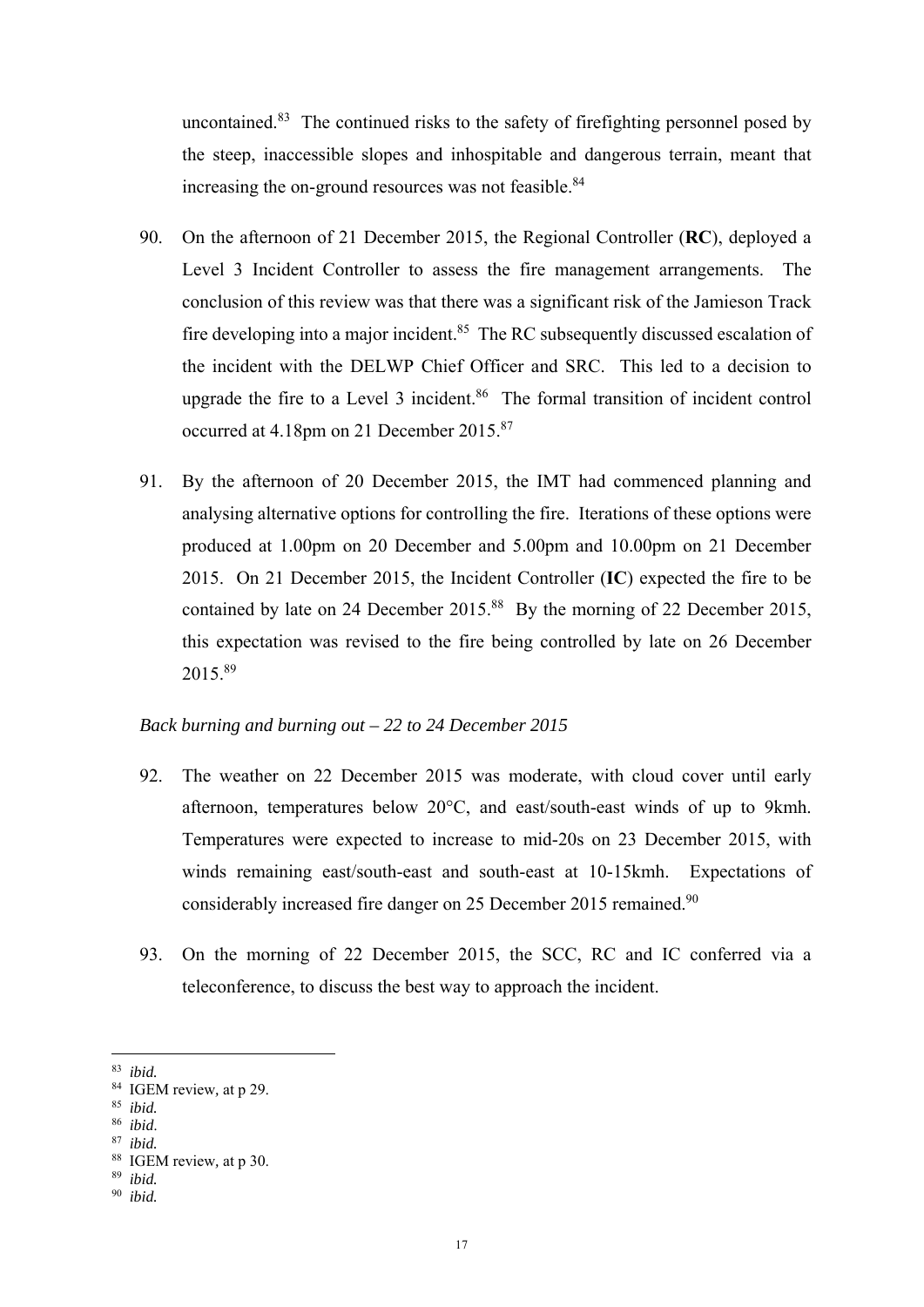uncontained.[83] The continued risks to the safety of firefighting personnel posed by the steep, inaccessible slopes and inhospitable and dangerous terrain, meant that increasing the on-ground resources was not feasible.[84]

90. On the afternoon of 21 December 2015, the Regional Controller (**RC**), deployed a Level 3 Incident Controller to assess the fire management arrangements. The conclusion of this review was that there was a significant risk of the Jamieson Track fire developing into a major incident.[85] The RC subsequently discussed escalation of the incident with the DELWP Chief Officer and SRC. This led to a decision to upgrade the fire to a Level 3 incident.[86] The formal transition of incident control occurred at 4.18pm on 21 December 2015.[87]

91. By the afternoon of 20 December 2015, the IMT had commenced planning and analysing alternative options for controlling the fire. Iterations of these options were produced at 1.00pm on 20 December and 5.00pm and 10.00pm on 21 December 2015. On 21 December 2015, the Incident Controller (**IC**) expected the fire to be contained by late on 24 December 2015.[88] By the morning of 22 December 2015, this expectation was revised to the fire being controlled by late on 26 December 2015.[89]

*Back burning and burning out – 22 to 24 December 2015*

92. The weather on 22 December 2015 was moderate, with cloud cover until early afternoon, temperatures below 20°C, and east/south-east winds of up to 9kmh. Temperatures were expected to increase to mid-20s on 23 December 2015, with winds remaining east/south-east and south-east at 10-15kmh. Expectations of considerably increased fire danger on 25 December 2015 remained.[90]

93. On the morning of 22 December 2015, the SCC, RC and IC conferred via a teleconference, to discuss the best way to approach the incident.

---

[83] *ibid.*
[84] IGEM review, at p 29.
[85] *ibid.*
[86] *ibid.*
[87] *ibid.*
[88] IGEM review, at p 30.
[89] *ibid.*
[90] *ibid.*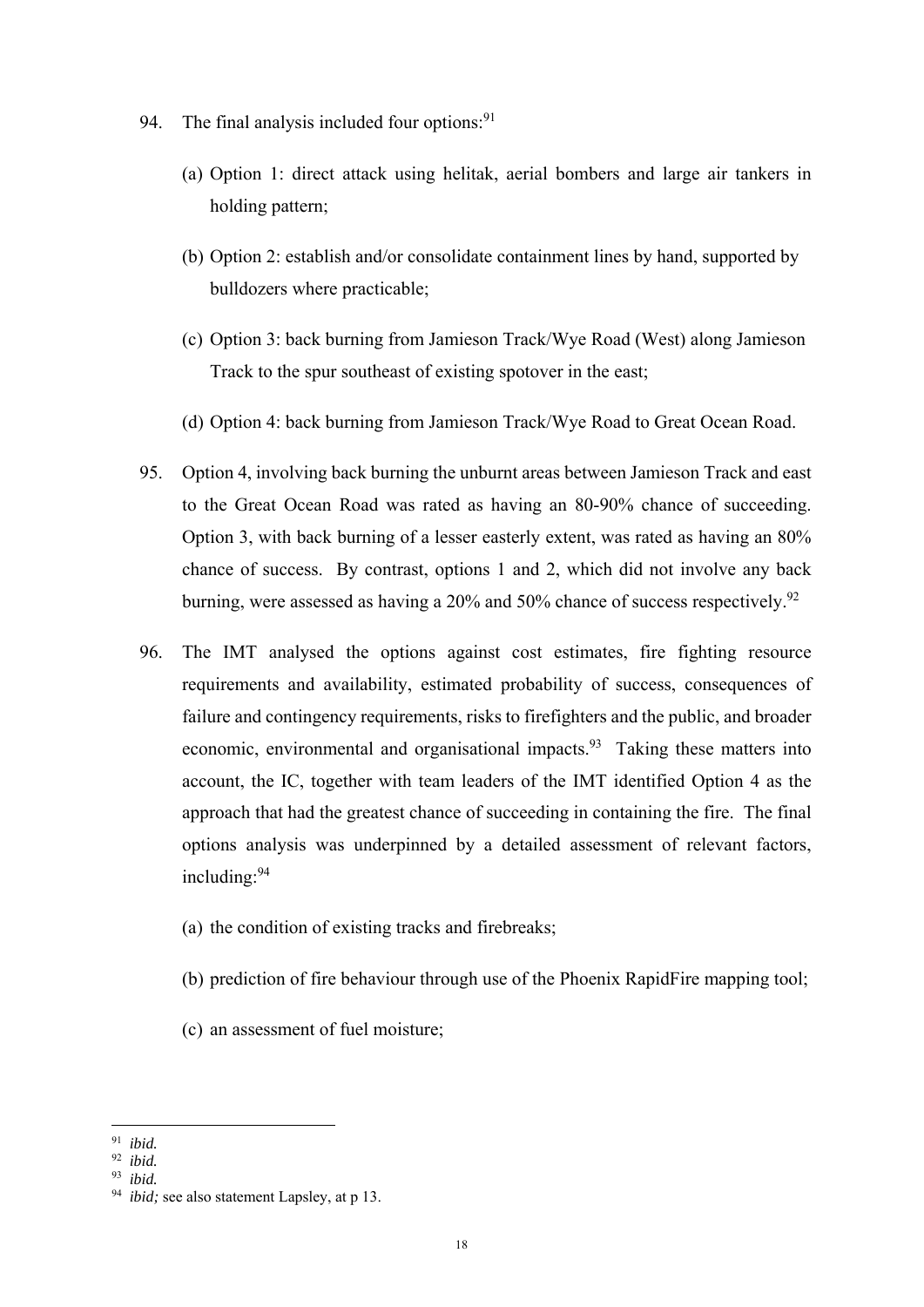94. The final analysis included four options:[91]

    (a) Option 1: direct attack using helitak, aerial bombers and large air tankers in holding pattern;

    (b) Option 2: establish and/or consolidate containment lines by hand, supported by bulldozers where practicable;

    (c) Option 3: back burning from Jamieson Track/Wye Road (West) along Jamieson Track to the spur southeast of existing spotover in the east;

    (d) Option 4: back burning from Jamieson Track/Wye Road to Great Ocean Road.

95. Option 4, involving back burning the unburnt areas between Jamieson Track and east to the Great Ocean Road was rated as having an 80-90% chance of succeeding. Option 3, with back burning of a lesser easterly extent, was rated as having an 80% chance of success. By contrast, options 1 and 2, which did not involve any back burning, were assessed as having a 20% and 50% chance of success respectively.[92]

96. The IMT analysed the options against cost estimates, fire fighting resource requirements and availability, estimated probability of success, consequences of failure and contingency requirements, risks to firefighters and the public, and broader economic, environmental and organisational impacts.[93] Taking these matters into account, the IC, together with team leaders of the IMT identified Option 4 as the approach that had the greatest chance of succeeding in containing the fire. The final options analysis was underpinned by a detailed assessment of relevant factors, including:[94]

    (a) the condition of existing tracks and firebreaks;

    (b) prediction of fire behaviour through use of the Phoenix RapidFire mapping tool;

    (c) an assessment of fuel moisture;

---

[91] *ibid.*

[92] *ibid.*

[93] *ibid.*

[94] *ibid;* see also statement Lapsley, at p 13.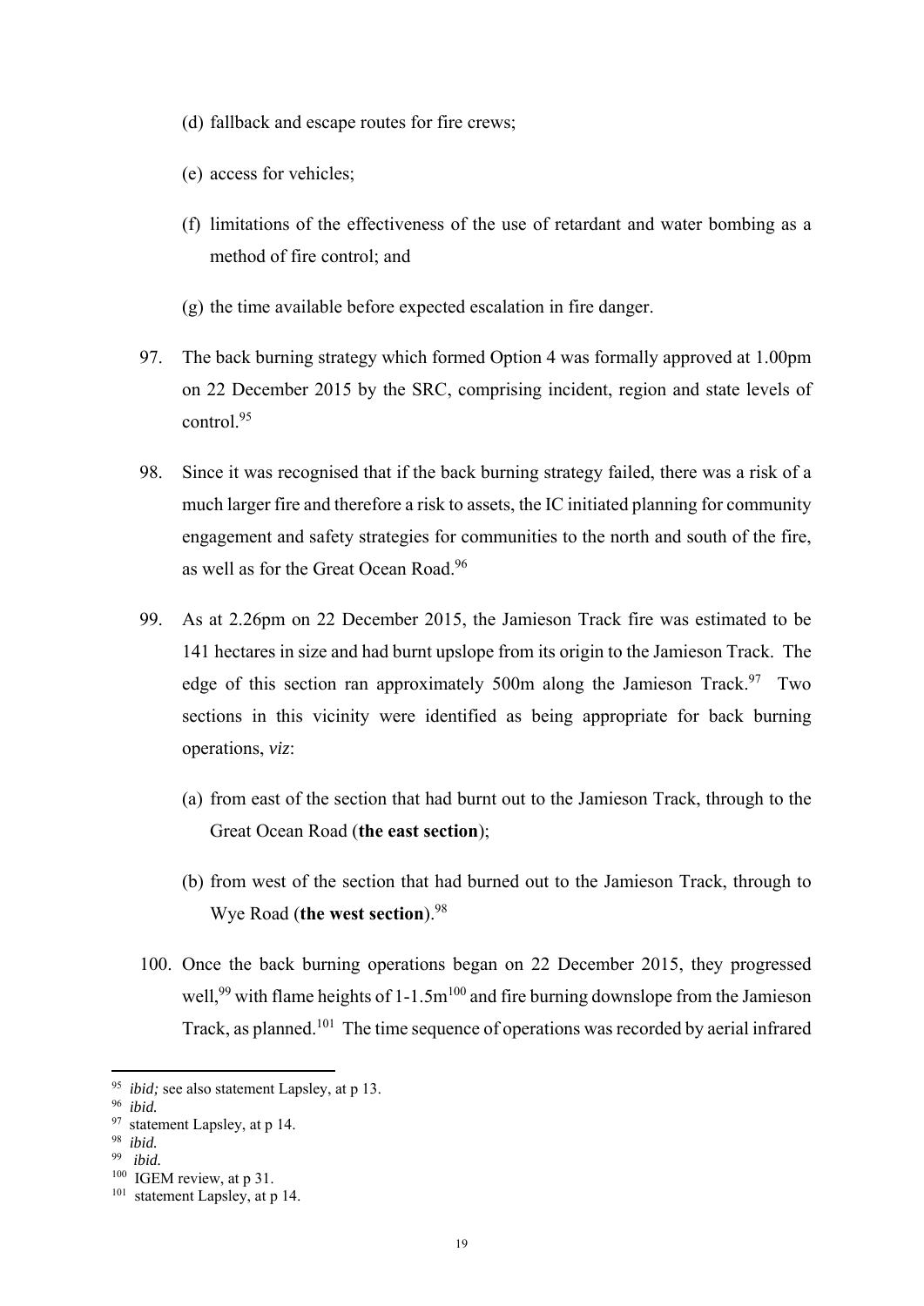(d) fallback and escape routes for fire crews;

(e) access for vehicles;

(f) limitations of the effectiveness of the use of retardant and water bombing as a method of fire control; and

(g) the time available before expected escalation in fire danger.

97. The back burning strategy which formed Option 4 was formally approved at 1.00pm on 22 December 2015 by the SRC, comprising incident, region and state levels of control.[95]

98. Since it was recognised that if the back burning strategy failed, there was a risk of a much larger fire and therefore a risk to assets, the IC initiated planning for community engagement and safety strategies for communities to the north and south of the fire, as well as for the Great Ocean Road.[96]

99. As at 2.26pm on 22 December 2015, the Jamieson Track fire was estimated to be 141 hectares in size and had burnt upslope from its origin to the Jamieson Track. The edge of this section ran approximately 500m along the Jamieson Track.[97] Two sections in this vicinity were identified as being appropriate for back burning operations, *viz*:

    (a) from east of the section that had burnt out to the Jamieson Track, through to the Great Ocean Road (**the east section**);

    (b) from west of the section that had burned out to the Jamieson Track, through to Wye Road (**the west section**).[98]

100. Once the back burning operations began on 22 December 2015, they progressed well,[99] with flame heights of 1-1.5m[100] and fire burning downslope from the Jamieson Track, as planned.[101] The time sequence of operations was recorded by aerial infrared

---

[95] *ibid;* see also statement Lapsley, at p 13.

[96] *ibid.*

[97] statement Lapsley, at p 14.

[98] *ibid.*

[99] *ibid.*

[100] IGEM review, at p 31.

[101] statement Lapsley, at p 14.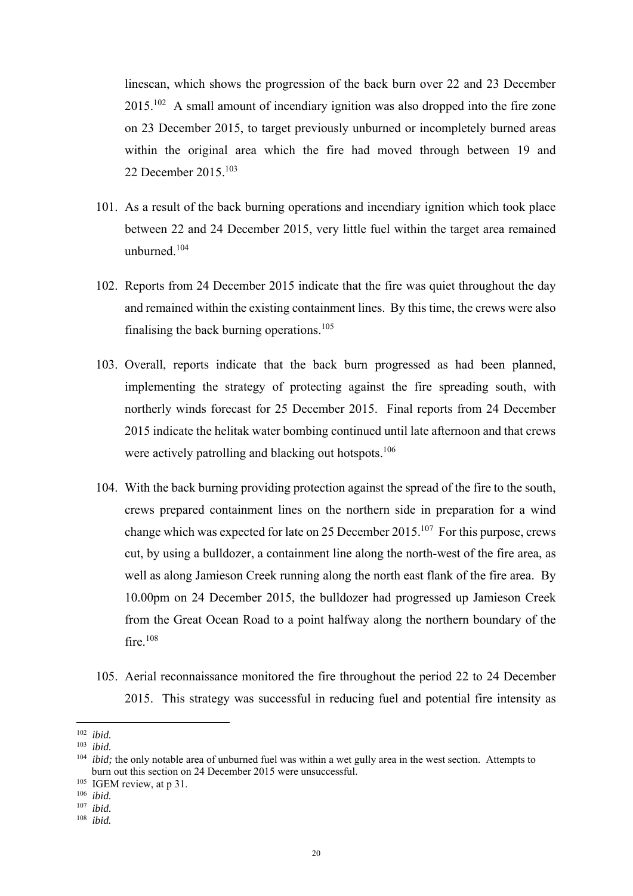linescan, which shows the progression of the back burn over 22 and 23 December 2015.[102] A small amount of incendiary ignition was also dropped into the fire zone on 23 December 2015, to target previously unburned or incompletely burned areas within the original area which the fire had moved through between 19 and 22 December 2015.[103]

101. As a result of the back burning operations and incendiary ignition which took place between 22 and 24 December 2015, very little fuel within the target area remained unburned.[104]

102. Reports from 24 December 2015 indicate that the fire was quiet throughout the day and remained within the existing containment lines. By this time, the crews were also finalising the back burning operations.[105]

103. Overall, reports indicate that the back burn progressed as had been planned, implementing the strategy of protecting against the fire spreading south, with northerly winds forecast for 25 December 2015. Final reports from 24 December 2015 indicate the helitak water bombing continued until late afternoon and that crews were actively patrolling and blacking out hotspots.[106]

104. With the back burning providing protection against the spread of the fire to the south, crews prepared containment lines on the northern side in preparation for a wind change which was expected for late on 25 December 2015.[107] For this purpose, crews cut, by using a bulldozer, a containment line along the north-west of the fire area, as well as along Jamieson Creek running along the north east flank of the fire area. By 10.00pm on 24 December 2015, the bulldozer had progressed up Jamieson Creek from the Great Ocean Road to a point halfway along the northern boundary of the fire.[108]

105. Aerial reconnaissance monitored the fire throughout the period 22 to 24 December 2015. This strategy was successful in reducing fuel and potential fire intensity as

---

[102] *ibid.*

[103] *ibid.*

[104] *ibid;* the only notable area of unburned fuel was within a wet gully area in the west section. Attempts to burn out this section on 24 December 2015 were unsuccessful.

[105] IGEM review, at p 31.

[106] *ibid.*

[107] *ibid.*

[108] *ibid.*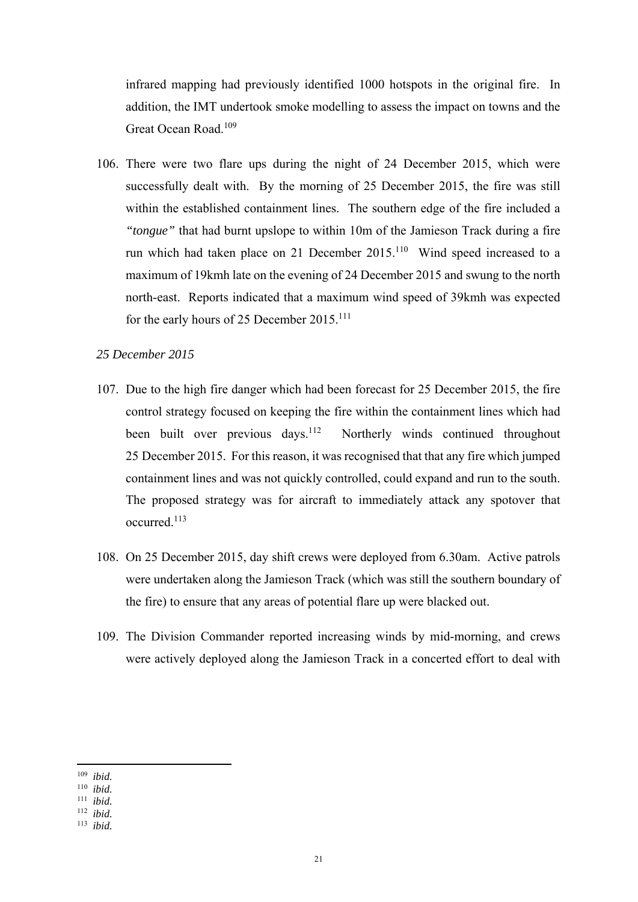infrared mapping had previously identified 1000 hotspots in the original fire. In addition, the IMT undertook smoke modelling to assess the impact on towns and the Great Ocean Road.[109]

106. There were two flare ups during the night of 24 December 2015, which were successfully dealt with. By the morning of 25 December 2015, the fire was still within the established containment lines. The southern edge of the fire included a *"tongue"* that had burnt upslope to within 10m of the Jamieson Track during a fire run which had taken place on 21 December 2015.[110] Wind speed increased to a maximum of 19kmh late on the evening of 24 December 2015 and swung to the north north-east. Reports indicated that a maximum wind speed of 39kmh was expected for the early hours of 25 December 2015.[111]

*25 December 2015*

107. Due to the high fire danger which had been forecast for 25 December 2015, the fire control strategy focused on keeping the fire within the containment lines which had been built over previous days.[112] Northerly winds continued throughout 25 December 2015. For this reason, it was recognised that that any fire which jumped containment lines and was not quickly controlled, could expand and run to the south. The proposed strategy was for aircraft to immediately attack any spotover that occurred.[113]

108. On 25 December 2015, day shift crews were deployed from 6.30am. Active patrols were undertaken along the Jamieson Track (which was still the southern boundary of the fire) to ensure that any areas of potential flare up were blacked out.

109. The Division Commander reported increasing winds by mid-morning, and crews were actively deployed along the Jamieson Track in a concerted effort to deal with

---

[109] *ibid.*
[110] *ibid.*
[111] *ibid.*
[112] *ibid.*
[113] *ibid.*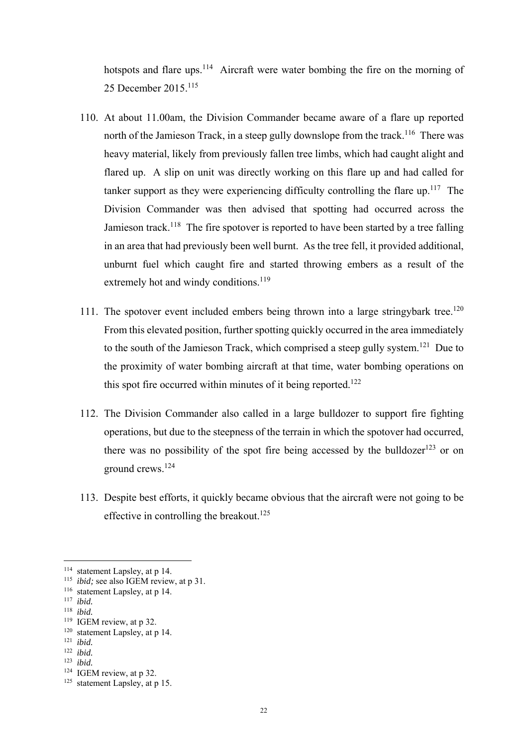hotspots and flare ups.[114] Aircraft were water bombing the fire on the morning of 25 December 2015.[115]

110. At about 11.00am, the Division Commander became aware of a flare up reported north of the Jamieson Track, in a steep gully downslope from the track.[116] There was heavy material, likely from previously fallen tree limbs, which had caught alight and flared up. A slip on unit was directly working on this flare up and had called for tanker support as they were experiencing difficulty controlling the flare up.[117] The Division Commander was then advised that spotting had occurred across the Jamieson track.[118] The fire spotover is reported to have been started by a tree falling in an area that had previously been well burnt. As the tree fell, it provided additional, unburnt fuel which caught fire and started throwing embers as a result of the extremely hot and windy conditions.[119]

111. The spotover event included embers being thrown into a large stringybark tree.[120] From this elevated position, further spotting quickly occurred in the area immediately to the south of the Jamieson Track, which comprised a steep gully system.[121] Due to the proximity of water bombing aircraft at that time, water bombing operations on this spot fire occurred within minutes of it being reported.[122]

112. The Division Commander also called in a large bulldozer to support fire fighting operations, but due to the steepness of the terrain in which the spotover had occurred, there was no possibility of the spot fire being accessed by the bulldozer[123] or on ground crews.[124]

113. Despite best efforts, it quickly became obvious that the aircraft were not going to be effective in controlling the breakout.[125]

---

[114] statement Lapsley, at p 14.
[115] *ibid;* see also IGEM review, at p 31.
[116] statement Lapsley, at p 14.
[117] *ibid.*
[118] *ibid.*
[119] IGEM review, at p 32.
[120] statement Lapsley, at p 14.
[121] *ibid.*
[122] *ibid.*
[123] *ibid.*
[124] IGEM review, at p 32.
[125] statement Lapsley, at p 15.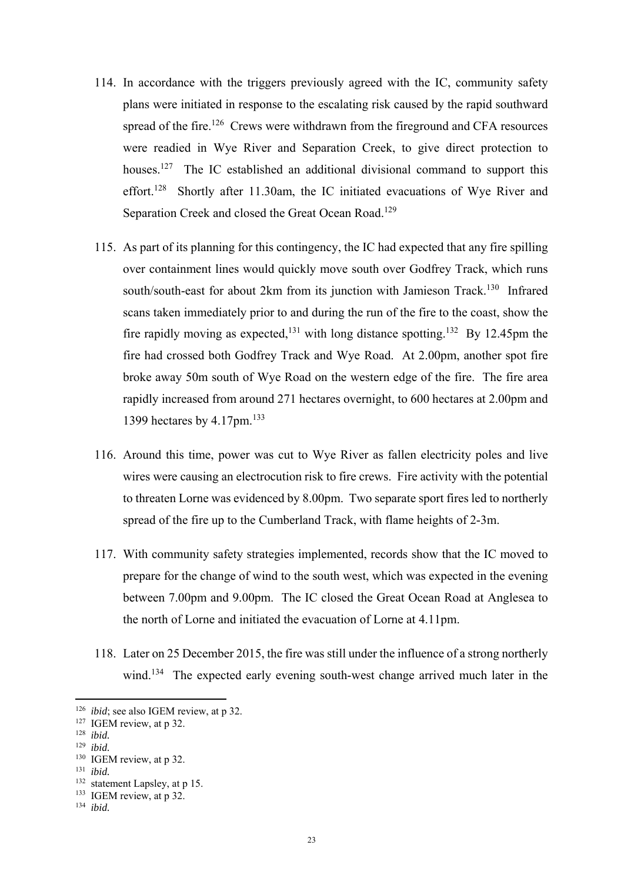114. In accordance with the triggers previously agreed with the IC, community safety plans were initiated in response to the escalating risk caused by the rapid southward spread of the fire.[126] Crews were withdrawn from the fireground and CFA resources were readied in Wye River and Separation Creek, to give direct protection to houses.[127] The IC established an additional divisional command to support this effort.[128] Shortly after 11.30am, the IC initiated evacuations of Wye River and Separation Creek and closed the Great Ocean Road.[129]

115. As part of its planning for this contingency, the IC had expected that any fire spilling over containment lines would quickly move south over Godfrey Track, which runs south/south-east for about 2km from its junction with Jamieson Track.[130] Infrared scans taken immediately prior to and during the run of the fire to the coast, show the fire rapidly moving as expected,[131] with long distance spotting.[132] By 12.45pm the fire had crossed both Godfrey Track and Wye Road. At 2.00pm, another spot fire broke away 50m south of Wye Road on the western edge of the fire. The fire area rapidly increased from around 271 hectares overnight, to 600 hectares at 2.00pm and 1399 hectares by 4.17pm.[133]

116. Around this time, power was cut to Wye River as fallen electricity poles and live wires were causing an electrocution risk to fire crews. Fire activity with the potential to threaten Lorne was evidenced by 8.00pm. Two separate sport fires led to northerly spread of the fire up to the Cumberland Track, with flame heights of 2-3m.

117. With community safety strategies implemented, records show that the IC moved to prepare for the change of wind to the south west, which was expected in the evening between 7.00pm and 9.00pm. The IC closed the Great Ocean Road at Anglesea to the north of Lorne and initiated the evacuation of Lorne at 4.11pm.

118. Later on 25 December 2015, the fire was still under the influence of a strong northerly wind.[134] The expected early evening south-west change arrived much later in the

---

[126] *ibid*; see also IGEM review, at p 32.

[127] IGEM review, at p 32.

[128] *ibid.*

[129] *ibid.*

[130] IGEM review, at p 32.

[131] *ibid.*

[132] statement Lapsley, at p 15.

[133] IGEM review, at p 32.

[134] *ibid.*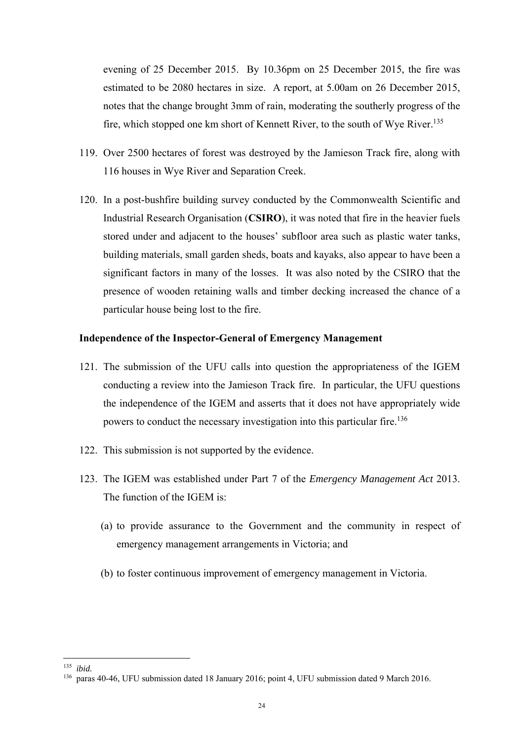evening of 25 December 2015. By 10.36pm on 25 December 2015, the fire was estimated to be 2080 hectares in size. A report, at 5.00am on 26 December 2015, notes that the change brought 3mm of rain, moderating the southerly progress of the fire, which stopped one km short of Kennett River, to the south of Wye River.[135]

119. Over 2500 hectares of forest was destroyed by the Jamieson Track fire, along with 116 houses in Wye River and Separation Creek.

120. In a post-bushfire building survey conducted by the Commonwealth Scientific and Industrial Research Organisation (**CSIRO**), it was noted that fire in the heavier fuels stored under and adjacent to the houses' subfloor area such as plastic water tanks, building materials, small garden sheds, boats and kayaks, also appear to have been a significant factors in many of the losses. It was also noted by the CSIRO that the presence of wooden retaining walls and timber decking increased the chance of a particular house being lost to the fire.

### Independence of the Inspector-General of Emergency Management

121. The submission of the UFU calls into question the appropriateness of the IGEM conducting a review into the Jamieson Track fire. In particular, the UFU questions the independence of the IGEM and asserts that it does not have appropriately wide powers to conduct the necessary investigation into this particular fire.[136]

122. This submission is not supported by the evidence.

123. The IGEM was established under Part 7 of the *Emergency Management Act* 2013. The function of the IGEM is:

    (a) to provide assurance to the Government and the community in respect of emergency management arrangements in Victoria; and

    (b) to foster continuous improvement of emergency management in Victoria.

---

[135] *ibid.*

[136] paras 40-46, UFU submission dated 18 January 2016; point 4, UFU submission dated 9 March 2016.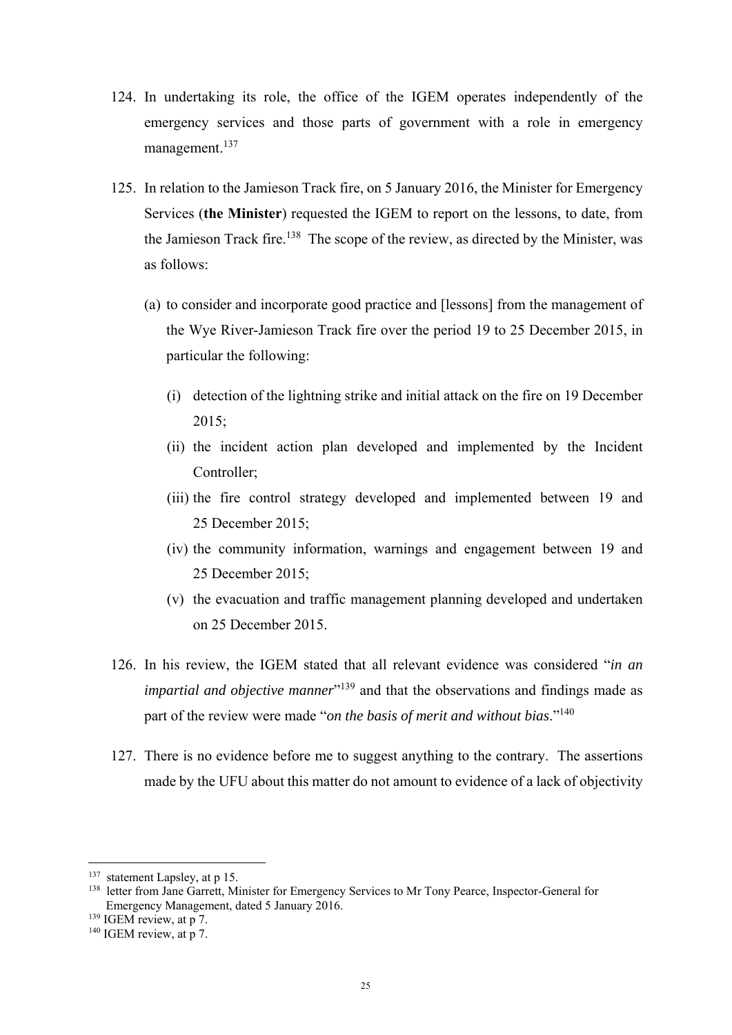124. In undertaking its role, the office of the IGEM operates independently of the emergency services and those parts of government with a role in emergency management.[137]

125. In relation to the Jamieson Track fire, on 5 January 2016, the Minister for Emergency Services (**the Minister**) requested the IGEM to report on the lessons, to date, from the Jamieson Track fire.[138] The scope of the review, as directed by the Minister, was as follows:

    (a) to consider and incorporate good practice and [lessons] from the management of the Wye River-Jamieson Track fire over the period 19 to 25 December 2015, in particular the following:

        (i) detection of the lightning strike and initial attack on the fire on 19 December 2015;

        (ii) the incident action plan developed and implemented by the Incident Controller;

        (iii) the fire control strategy developed and implemented between 19 and 25 December 2015;

        (iv) the community information, warnings and engagement between 19 and 25 December 2015;

        (v) the evacuation and traffic management planning developed and undertaken on 25 December 2015.

126. In his review, the IGEM stated that all relevant evidence was considered "*in an impartial and objective manner*"[139] and that the observations and findings made as part of the review were made "*on the basis of merit and without bias*."[140]

127. There is no evidence before me to suggest anything to the contrary. The assertions made by the UFU about this matter do not amount to evidence of a lack of objectivity

---

[137] statement Lapsley, at p 15.

[138] letter from Jane Garrett, Minister for Emergency Services to Mr Tony Pearce, Inspector-General for Emergency Management, dated 5 January 2016.

[139] IGEM review, at p 7.

[140] IGEM review, at p 7.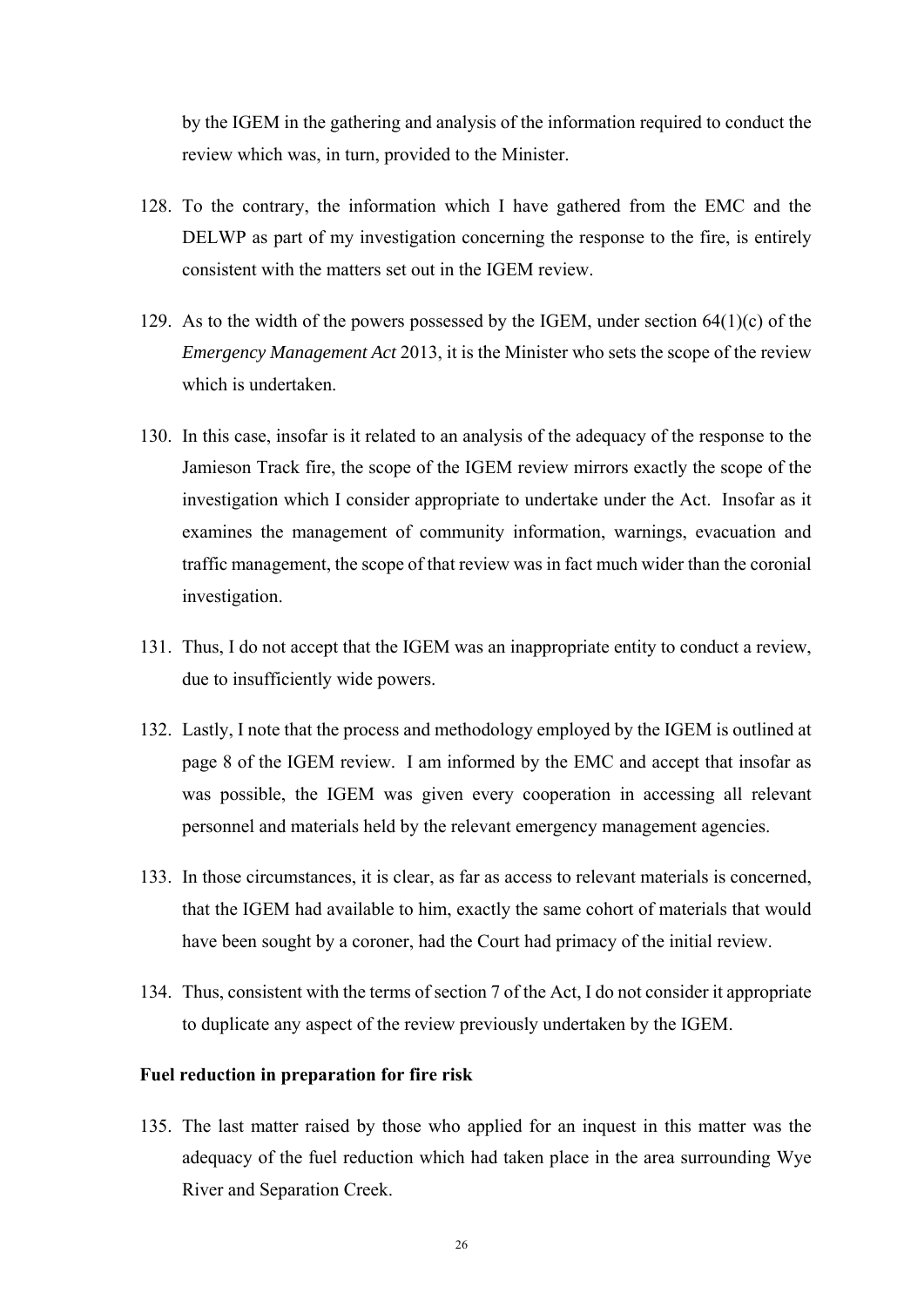by the IGEM in the gathering and analysis of the information required to conduct the review which was, in turn, provided to the Minister.

128. To the contrary, the information which I have gathered from the EMC and the DELWP as part of my investigation concerning the response to the fire, is entirely consistent with the matters set out in the IGEM review.

129. As to the width of the powers possessed by the IGEM, under section 64(1)(c) of the *Emergency Management Act* 2013, it is the Minister who sets the scope of the review which is undertaken.

130. In this case, insofar is it related to an analysis of the adequacy of the response to the Jamieson Track fire, the scope of the IGEM review mirrors exactly the scope of the investigation which I consider appropriate to undertake under the Act. Insofar as it examines the management of community information, warnings, evacuation and traffic management, the scope of that review was in fact much wider than the coronial investigation.

131. Thus, I do not accept that the IGEM was an inappropriate entity to conduct a review, due to insufficiently wide powers.

132. Lastly, I note that the process and methodology employed by the IGEM is outlined at page 8 of the IGEM review. I am informed by the EMC and accept that insofar as was possible, the IGEM was given every cooperation in accessing all relevant personnel and materials held by the relevant emergency management agencies.

133. In those circumstances, it is clear, as far as access to relevant materials is concerned, that the IGEM had available to him, exactly the same cohort of materials that would have been sought by a coroner, had the Court had primacy of the initial review.

134. Thus, consistent with the terms of section 7 of the Act, I do not consider it appropriate to duplicate any aspect of the review previously undertaken by the IGEM.

**Fuel reduction in preparation for fire risk**

135. The last matter raised by those who applied for an inquest in this matter was the adequacy of the fuel reduction which had taken place in the area surrounding Wye River and Separation Creek.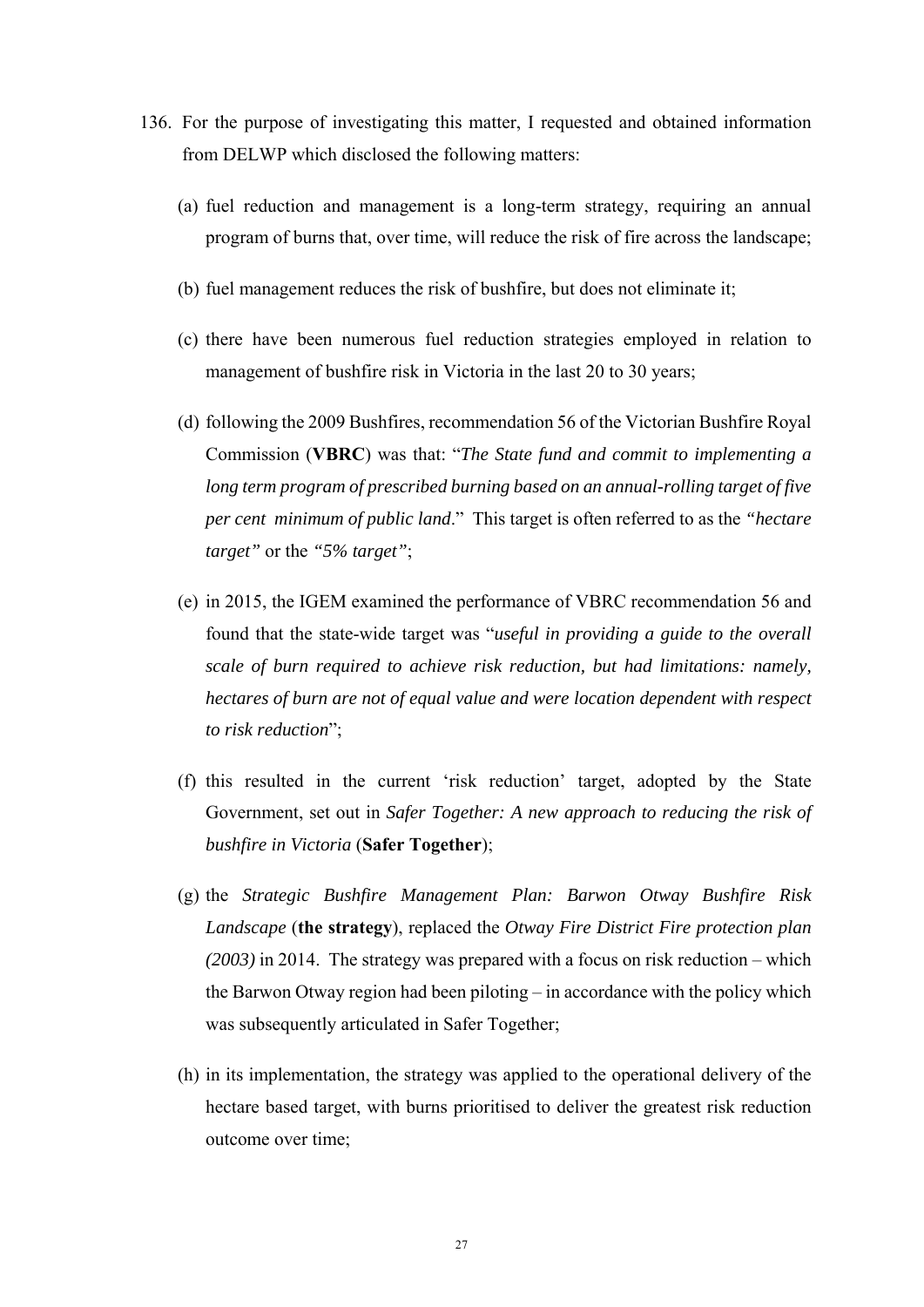136. For the purpose of investigating this matter, I requested and obtained information from DELWP which disclosed the following matters:

   (a) fuel reduction and management is a long-term strategy, requiring an annual program of burns that, over time, will reduce the risk of fire across the landscape;

   (b) fuel management reduces the risk of bushfire, but does not eliminate it;

   (c) there have been numerous fuel reduction strategies employed in relation to management of bushfire risk in Victoria in the last 20 to 30 years;

   (d) following the 2009 Bushfires, recommendation 56 of the Victorian Bushfire Royal Commission (**VBRC**) was that: "*The State fund and commit to implementing a long term program of prescribed burning based on an annual-rolling target of five per cent minimum of public land*." This target is often referred to as the *"hectare target"* or the *"5% target"*;

   (e) in 2015, the IGEM examined the performance of VBRC recommendation 56 and found that the state-wide target was "*useful in providing a guide to the overall scale of burn required to achieve risk reduction, but had limitations: namely, hectares of burn are not of equal value and were location dependent with respect to risk reduction*";

   (f) this resulted in the current 'risk reduction' target, adopted by the State Government, set out in *Safer Together: A new approach to reducing the risk of bushfire in Victoria* (**Safer Together**);

   (g) the *Strategic Bushfire Management Plan: Barwon Otway Bushfire Risk Landscape* (**the strategy**), replaced the *Otway Fire District Fire protection plan (2003)* in 2014. The strategy was prepared with a focus on risk reduction – which the Barwon Otway region had been piloting – in accordance with the policy which was subsequently articulated in Safer Together;

   (h) in its implementation, the strategy was applied to the operational delivery of the hectare based target, with burns prioritised to deliver the greatest risk reduction outcome over time;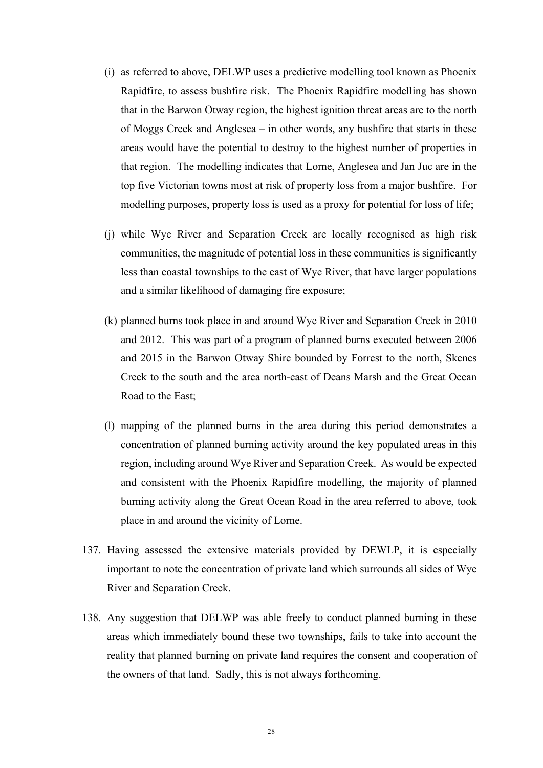(i) as referred to above, DELWP uses a predictive modelling tool known as Phoenix Rapidfire, to assess bushfire risk. The Phoenix Rapidfire modelling has shown that in the Barwon Otway region, the highest ignition threat areas are to the north of Moggs Creek and Anglesea – in other words, any bushfire that starts in these areas would have the potential to destroy to the highest number of properties in that region. The modelling indicates that Lorne, Anglesea and Jan Juc are in the top five Victorian towns most at risk of property loss from a major bushfire. For modelling purposes, property loss is used as a proxy for potential for loss of life;

(j) while Wye River and Separation Creek are locally recognised as high risk communities, the magnitude of potential loss in these communities is significantly less than coastal townships to the east of Wye River, that have larger populations and a similar likelihood of damaging fire exposure;

(k) planned burns took place in and around Wye River and Separation Creek in 2010 and 2012. This was part of a program of planned burns executed between 2006 and 2015 in the Barwon Otway Shire bounded by Forrest to the north, Skenes Creek to the south and the area north-east of Deans Marsh and the Great Ocean Road to the East;

(l) mapping of the planned burns in the area during this period demonstrates a concentration of planned burning activity around the key populated areas in this region, including around Wye River and Separation Creek. As would be expected and consistent with the Phoenix Rapidfire modelling, the majority of planned burning activity along the Great Ocean Road in the area referred to above, took place in and around the vicinity of Lorne.

137. Having assessed the extensive materials provided by DEWLP, it is especially important to note the concentration of private land which surrounds all sides of Wye River and Separation Creek.

138. Any suggestion that DELWP was able freely to conduct planned burning in these areas which immediately bound these two townships, fails to take into account the reality that planned burning on private land requires the consent and cooperation of the owners of that land. Sadly, this is not always forthcoming.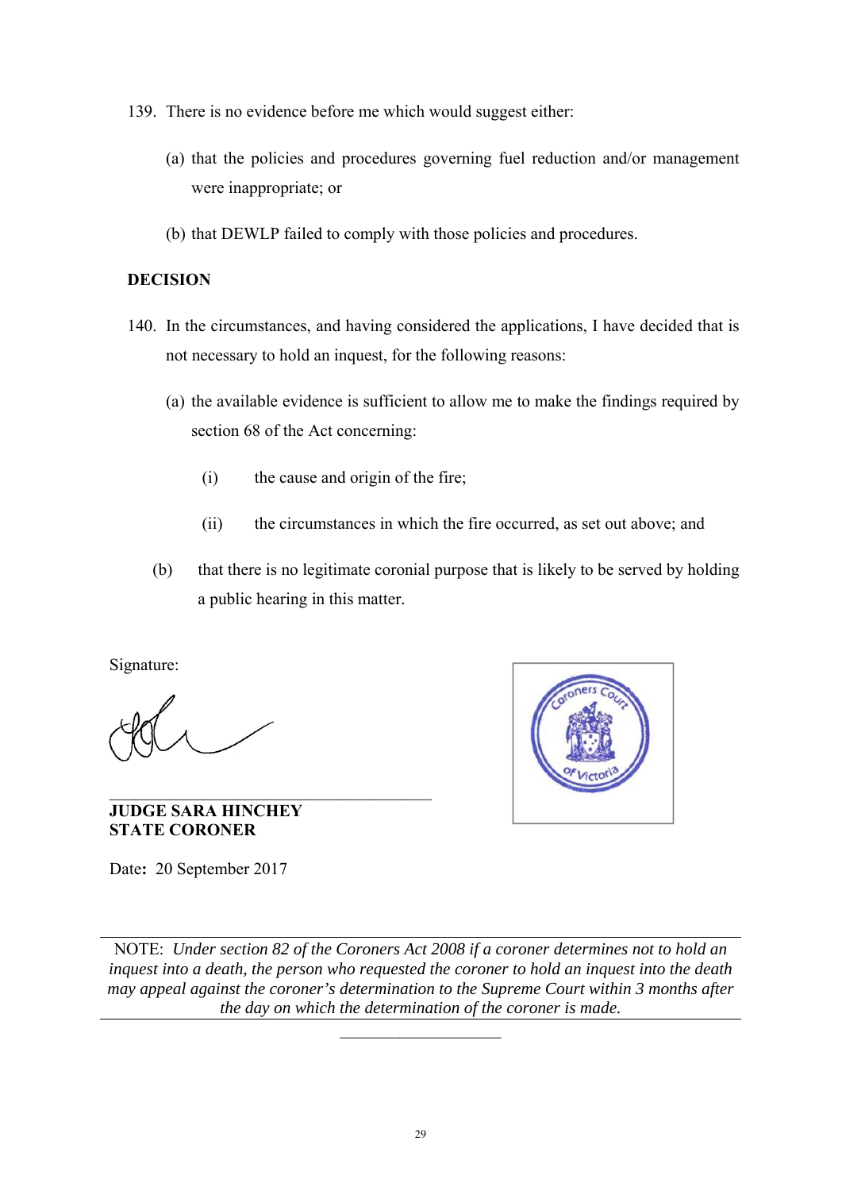139. There is no evidence before me which would suggest either:

   (a) that the policies and procedures governing fuel reduction and/or management were inappropriate; or

   (b) that DEWLP failed to comply with those policies and procedures.

**DECISION**

140. In the circumstances, and having considered the applications, I have decided that is not necessary to hold an inquest, for the following reasons:

   (a) the available evidence is sufficient to allow me to make the findings required by section 68 of the Act concerning:

      (i) the cause and origin of the fire;

      (ii) the circumstances in which the fire occurred, as set out above; and

   (b) that there is no legitimate coronial purpose that is likely to be served by holding a public hearing in this matter.

Signature:

\_\_\_\_\_\_\_\_\_\_\_\_\_\_\_\_\_\_\_\_\_\_\_\_\_\_\_\_\_\_\_\_\_\_\_\_\_\_\_\_

**JUDGE SARA HINCHEY**
**STATE CORONER**

Date: 20 September 2017

Coroners Court of Victoria

---

NOTE: *Under section 82 of the Coroners Act 2008 if a coroner determines not to hold an inquest into a death, the person who requested the coroner to hold an inquest into the death may appeal against the coroner's determination to the Supreme Court within 3 months after the day on which the determination of the coroner is made.*

---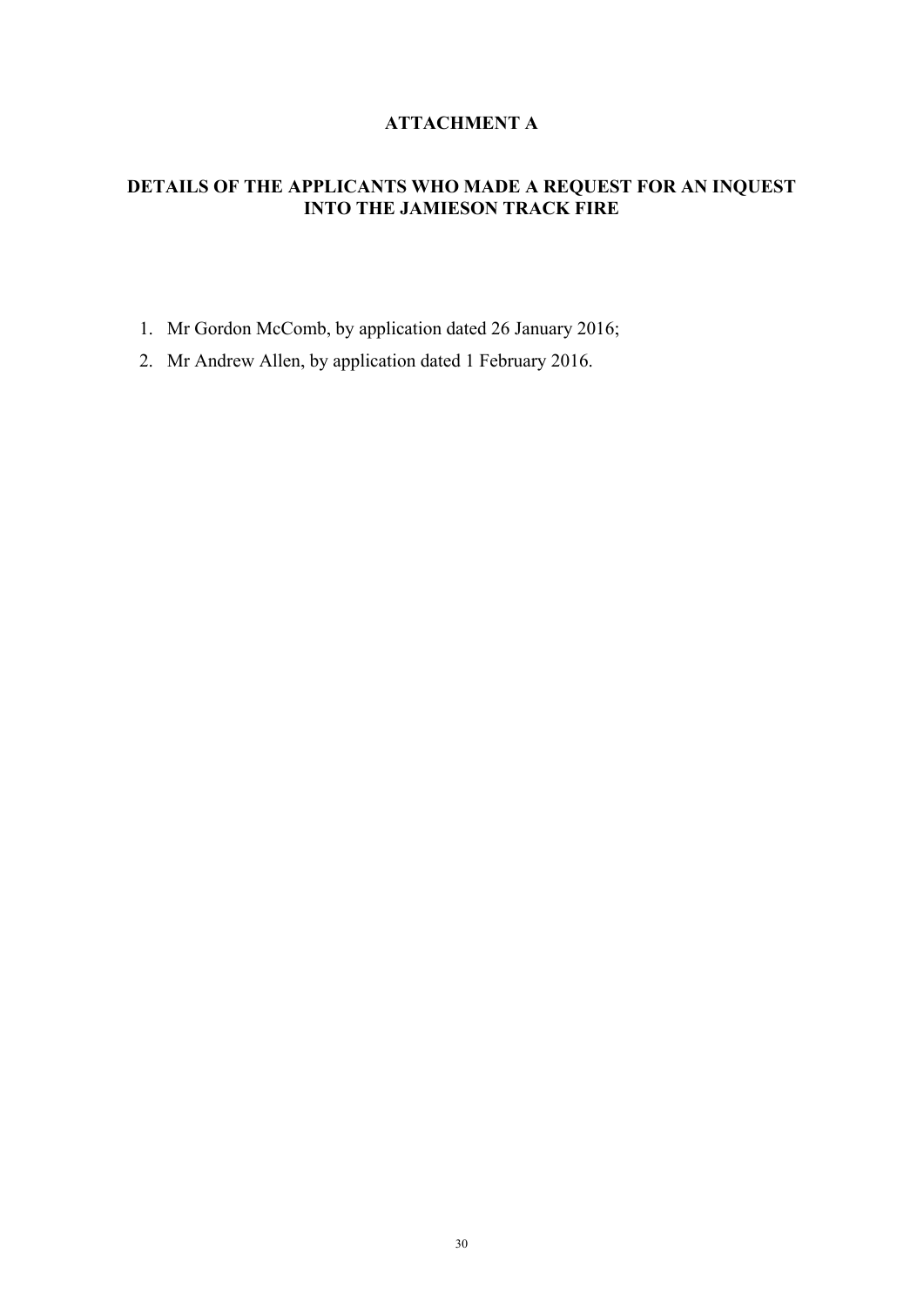# ATTACHMENT A

## DETAILS OF THE APPLICANTS WHO MADE A REQUEST FOR AN INQUEST INTO THE JAMIESON TRACK FIRE

1. Mr Gordon McComb, by application dated 26 January 2016;
2. Mr Andrew Allen, by application dated 1 February 2016.